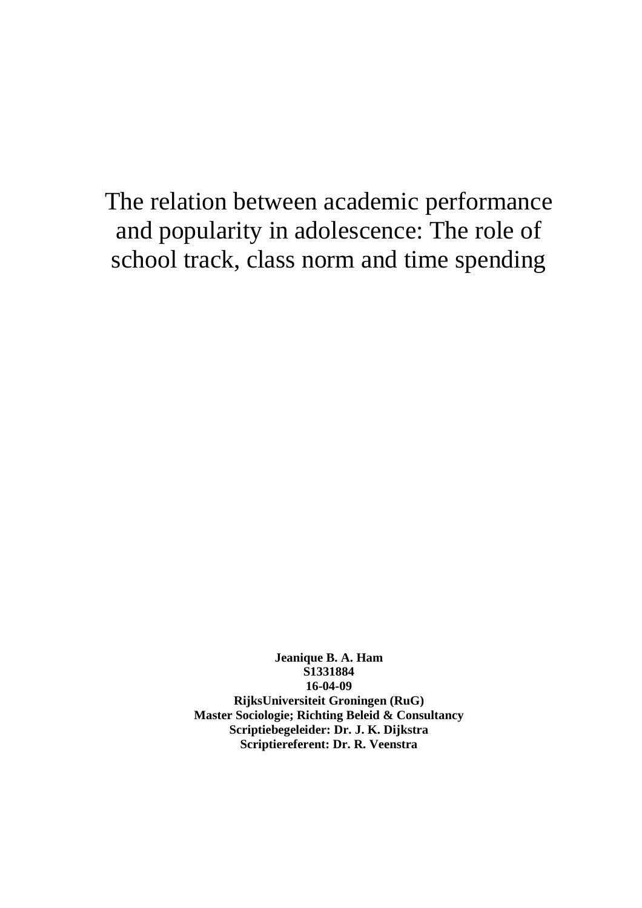# The relation between academic performance and popularity in adolescence: The role of school track, class norm and time spending

**Jeanique B. A. Ham**
**S1331884**
**16-04-09**
**RijksUniversiteit Groningen (RuG)**
**Master Sociologie; Richting Beleid & Consultancy**
**Scriptiebegeleider: Dr. J. K. Dijkstra**
**Scriptiereferent: Dr. R. Veenstra**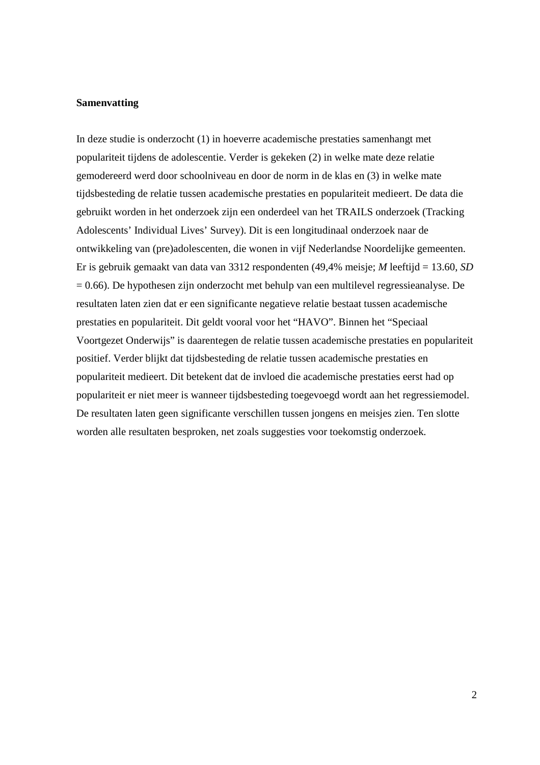**Samenvatting**

In deze studie is onderzocht (1) in hoeverre academische prestaties samenhangt met populariteit tijdens de adolescentie. Verder is gekeken (2) in welke mate deze relatie gemodereerd werd door schoolniveau en door de norm in de klas en (3) in welke mate tijdsbesteding de relatie tussen academische prestaties en populariteit medieert. De data die gebruikt worden in het onderzoek zijn een onderdeel van het TRAILS onderzoek (Tracking Adolescents' Individual Lives' Survey). Dit is een longitudinaal onderzoek naar de ontwikkeling van (pre)adolescenten, die wonen in vijf Nederlandse Noordelijke gemeenten. Er is gebruik gemaakt van data van 3312 respondenten (49,4% meisje; *M* leeftijd = 13.60, *SD* = 0.66). De hypothesen zijn onderzocht met behulp van een multilevel regressieanalyse. De resultaten laten zien dat er een significante negatieve relatie bestaat tussen academische prestaties en populariteit. Dit geldt vooral voor het "HAVO". Binnen het "Speciaal Voortgezet Onderwijs" is daarentegen de relatie tussen academische prestaties en populariteit positief. Verder blijkt dat tijdsbesteding de relatie tussen academische prestaties en populariteit medieert. Dit betekent dat de invloed die academische prestaties eerst had op populariteit er niet meer is wanneer tijdsbesteding toegevoegd wordt aan het regressiemodel. De resultaten laten geen significante verschillen tussen jongens en meisjes zien. Ten slotte worden alle resultaten besproken, net zoals suggesties voor toekomstig onderzoek.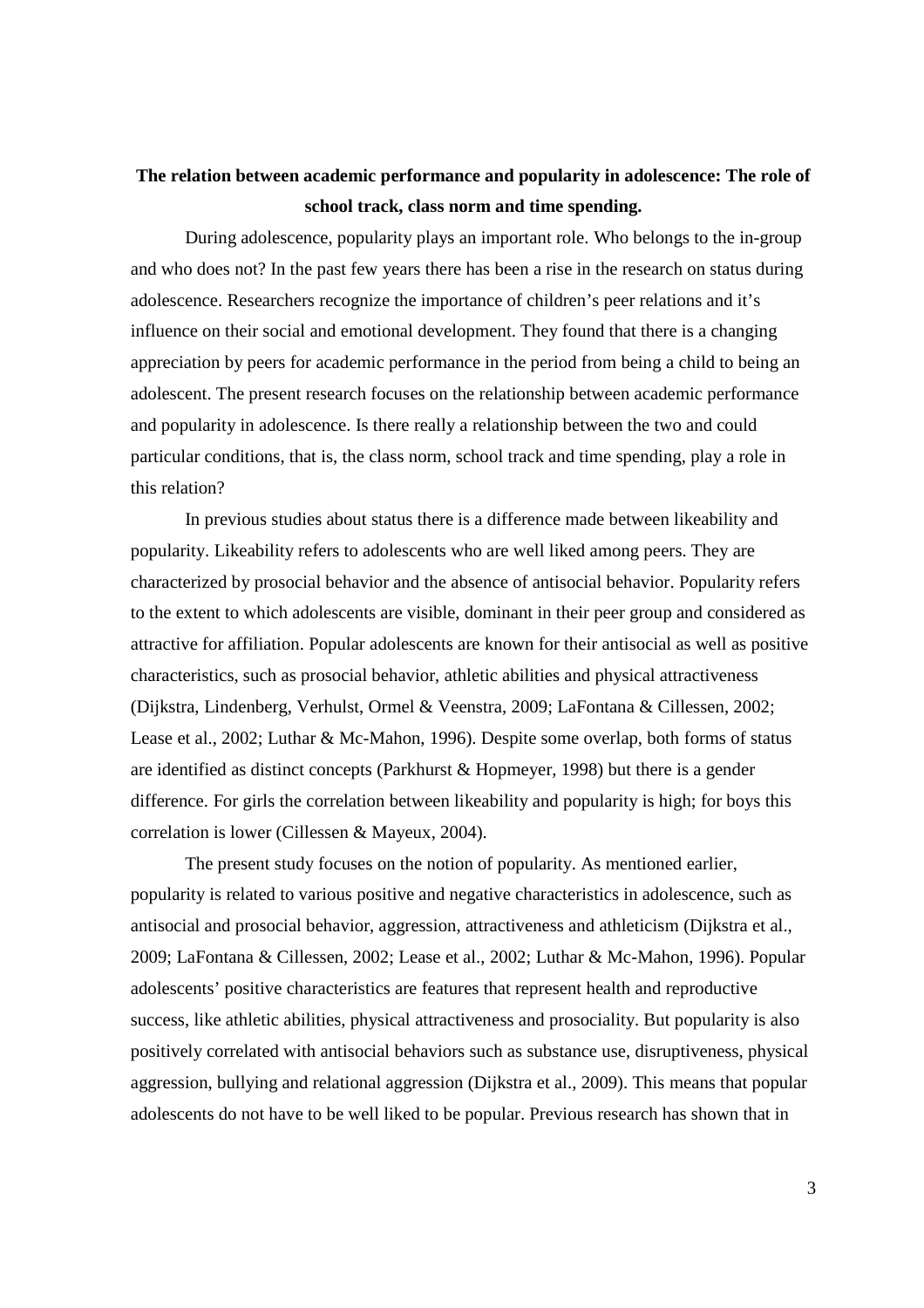# The relation between academic performance and popularity in adolescence: The role of school track, class norm and time spending.

During adolescence, popularity plays an important role. Who belongs to the in-group and who does not? In the past few years there has been a rise in the research on status during adolescence. Researchers recognize the importance of children's peer relations and it's influence on their social and emotional development. They found that there is a changing appreciation by peers for academic performance in the period from being a child to being an adolescent. The present research focuses on the relationship between academic performance and popularity in adolescence. Is there really a relationship between the two and could particular conditions, that is, the class norm, school track and time spending, play a role in this relation?

In previous studies about status there is a difference made between likeability and popularity. Likeability refers to adolescents who are well liked among peers. They are characterized by prosocial behavior and the absence of antisocial behavior. Popularity refers to the extent to which adolescents are visible, dominant in their peer group and considered as attractive for affiliation. Popular adolescents are known for their antisocial as well as positive characteristics, such as prosocial behavior, athletic abilities and physical attractiveness (Dijkstra, Lindenberg, Verhulst, Ormel & Veenstra, 2009; LaFontana & Cillessen, 2002; Lease et al., 2002; Luthar & Mc-Mahon, 1996). Despite some overlap, both forms of status are identified as distinct concepts (Parkhurst & Hopmeyer, 1998) but there is a gender difference. For girls the correlation between likeability and popularity is high; for boys this correlation is lower (Cillessen & Mayeux, 2004).

The present study focuses on the notion of popularity. As mentioned earlier, popularity is related to various positive and negative characteristics in adolescence, such as antisocial and prosocial behavior, aggression, attractiveness and athleticism (Dijkstra et al., 2009; LaFontana & Cillessen, 2002; Lease et al., 2002; Luthar & Mc-Mahon, 1996). Popular adolescents' positive characteristics are features that represent health and reproductive success, like athletic abilities, physical attractiveness and prosociality. But popularity is also positively correlated with antisocial behaviors such as substance use, disruptiveness, physical aggression, bullying and relational aggression (Dijkstra et al., 2009). This means that popular adolescents do not have to be well liked to be popular. Previous research has shown that in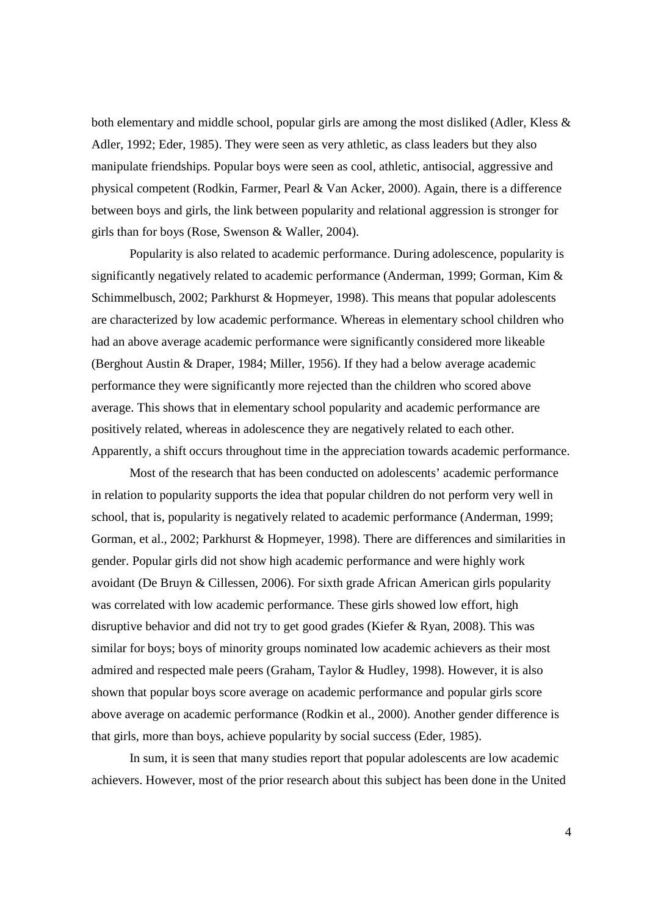both elementary and middle school, popular girls are among the most disliked (Adler, Kless & Adler, 1992; Eder, 1985). They were seen as very athletic, as class leaders but they also manipulate friendships. Popular boys were seen as cool, athletic, antisocial, aggressive and physical competent (Rodkin, Farmer, Pearl & Van Acker, 2000). Again, there is a difference between boys and girls, the link between popularity and relational aggression is stronger for girls than for boys (Rose, Swenson & Waller, 2004).

Popularity is also related to academic performance. During adolescence, popularity is significantly negatively related to academic performance (Anderman, 1999; Gorman, Kim & Schimmelbusch, 2002; Parkhurst & Hopmeyer, 1998). This means that popular adolescents are characterized by low academic performance. Whereas in elementary school children who had an above average academic performance were significantly considered more likeable (Berghout Austin & Draper, 1984; Miller, 1956). If they had a below average academic performance they were significantly more rejected than the children who scored above average. This shows that in elementary school popularity and academic performance are positively related, whereas in adolescence they are negatively related to each other. Apparently, a shift occurs throughout time in the appreciation towards academic performance.

Most of the research that has been conducted on adolescents' academic performance in relation to popularity supports the idea that popular children do not perform very well in school, that is, popularity is negatively related to academic performance (Anderman, 1999; Gorman, et al., 2002; Parkhurst & Hopmeyer, 1998). There are differences and similarities in gender. Popular girls did not show high academic performance and were highly work avoidant (De Bruyn & Cillessen, 2006). For sixth grade African American girls popularity was correlated with low academic performance. These girls showed low effort, high disruptive behavior and did not try to get good grades (Kiefer & Ryan, 2008). This was similar for boys; boys of minority groups nominated low academic achievers as their most admired and respected male peers (Graham, Taylor & Hudley, 1998). However, it is also shown that popular boys score average on academic performance and popular girls score above average on academic performance (Rodkin et al., 2000). Another gender difference is that girls, more than boys, achieve popularity by social success (Eder, 1985).

In sum, it is seen that many studies report that popular adolescents are low academic achievers. However, most of the prior research about this subject has been done in the United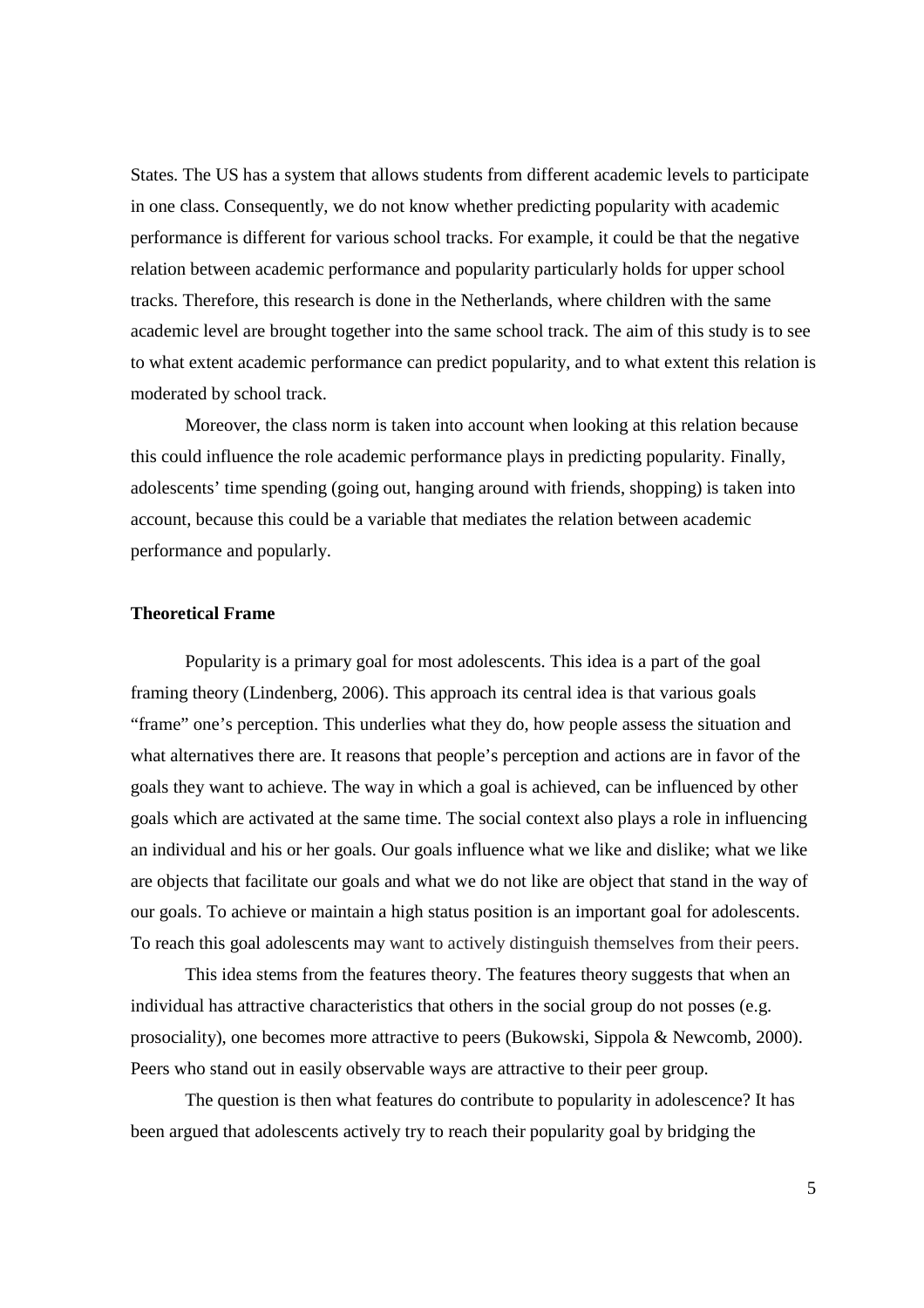States. The US has a system that allows students from different academic levels to participate in one class. Consequently, we do not know whether predicting popularity with academic performance is different for various school tracks. For example, it could be that the negative relation between academic performance and popularity particularly holds for upper school tracks. Therefore, this research is done in the Netherlands, where children with the same academic level are brought together into the same school track. The aim of this study is to see to what extent academic performance can predict popularity, and to what extent this relation is moderated by school track.

Moreover, the class norm is taken into account when looking at this relation because this could influence the role academic performance plays in predicting popularity. Finally, adolescents' time spending (going out, hanging around with friends, shopping) is taken into account, because this could be a variable that mediates the relation between academic performance and popularly.

**Theoretical Frame**

Popularity is a primary goal for most adolescents. This idea is a part of the goal framing theory (Lindenberg, 2006). This approach its central idea is that various goals "frame" one's perception. This underlies what they do, how people assess the situation and what alternatives there are. It reasons that people's perception and actions are in favor of the goals they want to achieve. The way in which a goal is achieved, can be influenced by other goals which are activated at the same time. The social context also plays a role in influencing an individual and his or her goals. Our goals influence what we like and dislike; what we like are objects that facilitate our goals and what we do not like are object that stand in the way of our goals. To achieve or maintain a high status position is an important goal for adolescents. To reach this goal adolescents may want to actively distinguish themselves from their peers.

This idea stems from the features theory. The features theory suggests that when an individual has attractive characteristics that others in the social group do not posses (e.g. prosociality), one becomes more attractive to peers (Bukowski, Sippola & Newcomb, 2000). Peers who stand out in easily observable ways are attractive to their peer group.

The question is then what features do contribute to popularity in adolescence? It has been argued that adolescents actively try to reach their popularity goal by bridging the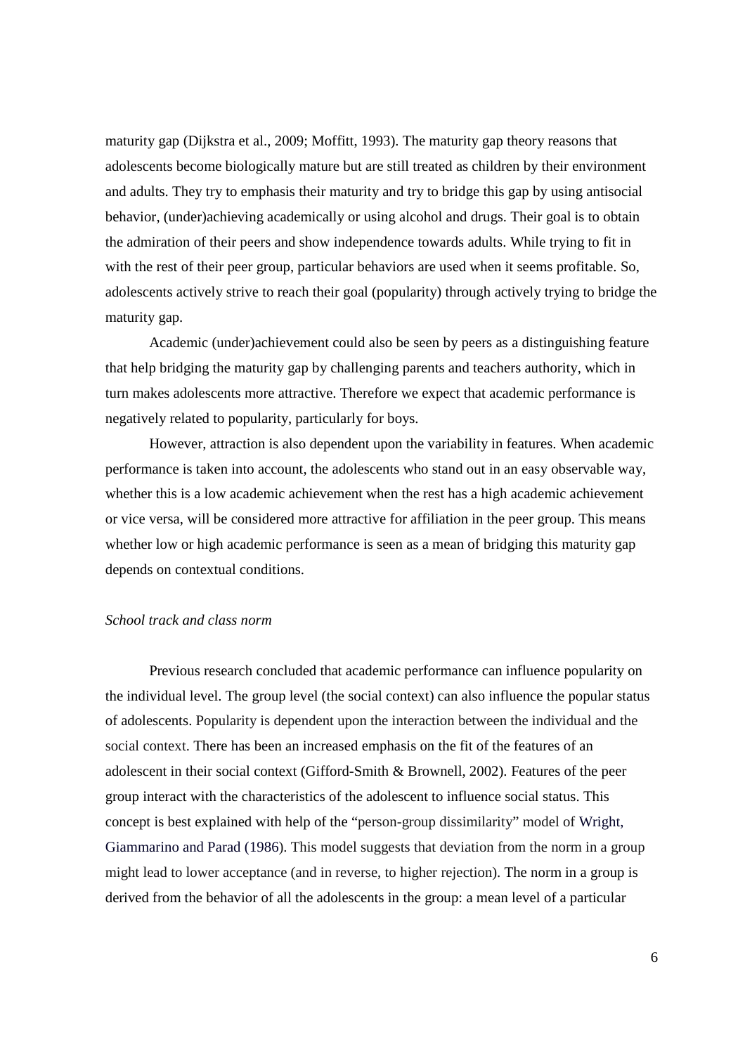maturity gap (Dijkstra et al., 2009; Moffitt, 1993). The maturity gap theory reasons that adolescents become biologically mature but are still treated as children by their environment and adults. They try to emphasis their maturity and try to bridge this gap by using antisocial behavior, (under)achieving academically or using alcohol and drugs. Their goal is to obtain the admiration of their peers and show independence towards adults. While trying to fit in with the rest of their peer group, particular behaviors are used when it seems profitable. So, adolescents actively strive to reach their goal (popularity) through actively trying to bridge the maturity gap.

Academic (under)achievement could also be seen by peers as a distinguishing feature that help bridging the maturity gap by challenging parents and teachers authority, which in turn makes adolescents more attractive. Therefore we expect that academic performance is negatively related to popularity, particularly for boys.

However, attraction is also dependent upon the variability in features. When academic performance is taken into account, the adolescents who stand out in an easy observable way, whether this is a low academic achievement when the rest has a high academic achievement or vice versa, will be considered more attractive for affiliation in the peer group. This means whether low or high academic performance is seen as a mean of bridging this maturity gap depends on contextual conditions.

*School track and class norm*

Previous research concluded that academic performance can influence popularity on the individual level. The group level (the social context) can also influence the popular status of adolescents. Popularity is dependent upon the interaction between the individual and the social context. There has been an increased emphasis on the fit of the features of an adolescent in their social context (Gifford-Smith & Brownell, 2002). Features of the peer group interact with the characteristics of the adolescent to influence social status. This concept is best explained with help of the "person-group dissimilarity" model of Wright, Giammarino and Parad (1986). This model suggests that deviation from the norm in a group might lead to lower acceptance (and in reverse, to higher rejection). The norm in a group is derived from the behavior of all the adolescents in the group: a mean level of a particular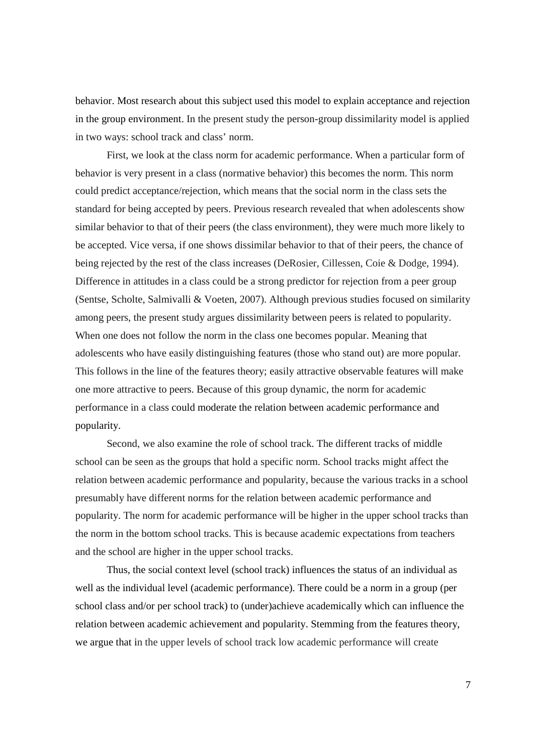behavior. Most research about this subject used this model to explain acceptance and rejection in the group environment. In the present study the person-group dissimilarity model is applied in two ways: school track and class' norm.

First, we look at the class norm for academic performance. When a particular form of behavior is very present in a class (normative behavior) this becomes the norm. This norm could predict acceptance/rejection, which means that the social norm in the class sets the standard for being accepted by peers. Previous research revealed that when adolescents show similar behavior to that of their peers (the class environment), they were much more likely to be accepted. Vice versa, if one shows dissimilar behavior to that of their peers, the chance of being rejected by the rest of the class increases (DeRosier, Cillessen, Coie & Dodge, 1994). Difference in attitudes in a class could be a strong predictor for rejection from a peer group (Sentse, Scholte, Salmivalli & Voeten, 2007). Although previous studies focused on similarity among peers, the present study argues dissimilarity between peers is related to popularity. When one does not follow the norm in the class one becomes popular. Meaning that adolescents who have easily distinguishing features (those who stand out) are more popular. This follows in the line of the features theory; easily attractive observable features will make one more attractive to peers. Because of this group dynamic, the norm for academic performance in a class could moderate the relation between academic performance and popularity.

Second, we also examine the role of school track. The different tracks of middle school can be seen as the groups that hold a specific norm. School tracks might affect the relation between academic performance and popularity, because the various tracks in a school presumably have different norms for the relation between academic performance and popularity. The norm for academic performance will be higher in the upper school tracks than the norm in the bottom school tracks. This is because academic expectations from teachers and the school are higher in the upper school tracks.

Thus, the social context level (school track) influences the status of an individual as well as the individual level (academic performance). There could be a norm in a group (per school class and/or per school track) to (under)achieve academically which can influence the relation between academic achievement and popularity. Stemming from the features theory, we argue that in the upper levels of school track low academic performance will create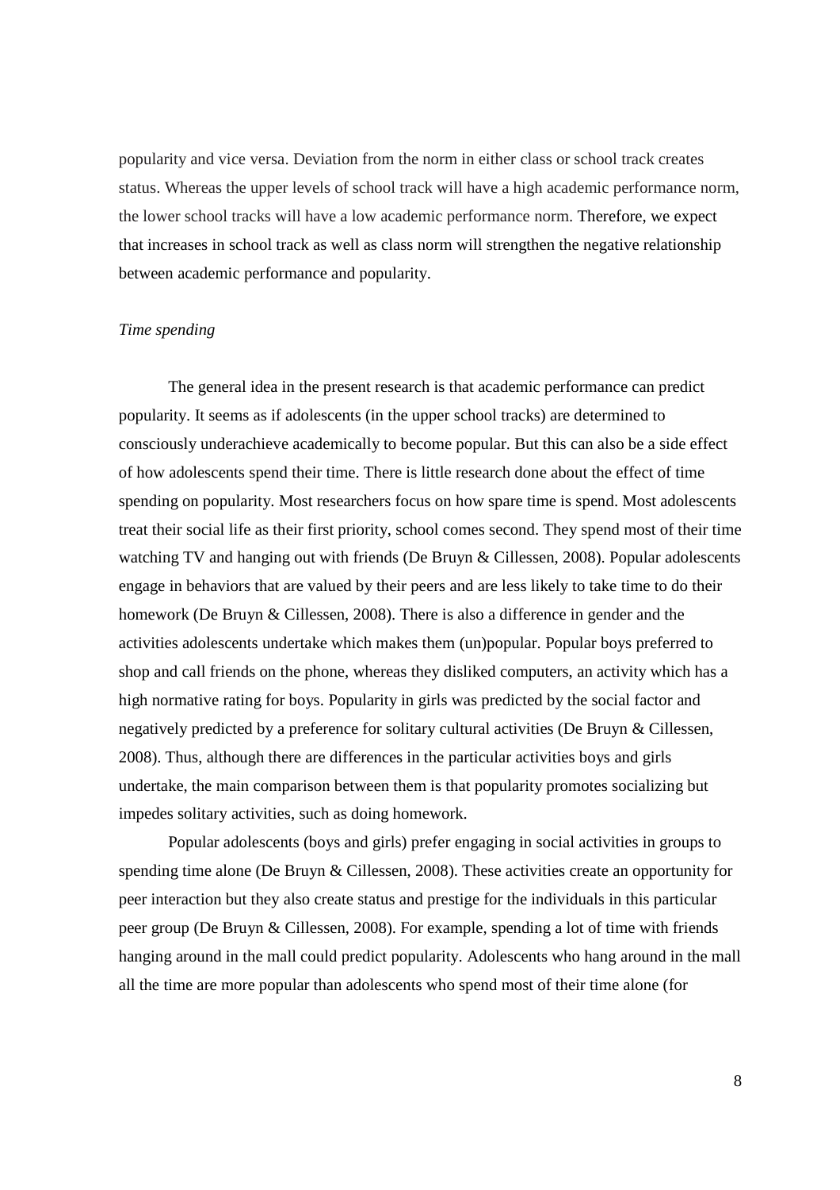popularity and vice versa. Deviation from the norm in either class or school track creates status. Whereas the upper levels of school track will have a high academic performance norm, the lower school tracks will have a low academic performance norm. Therefore, we expect that increases in school track as well as class norm will strengthen the negative relationship between academic performance and popularity.

*Time spending*

The general idea in the present research is that academic performance can predict popularity. It seems as if adolescents (in the upper school tracks) are determined to consciously underachieve academically to become popular. But this can also be a side effect of how adolescents spend their time. There is little research done about the effect of time spending on popularity. Most researchers focus on how spare time is spend. Most adolescents treat their social life as their first priority, school comes second. They spend most of their time watching TV and hanging out with friends (De Bruyn & Cillessen, 2008). Popular adolescents engage in behaviors that are valued by their peers and are less likely to take time to do their homework (De Bruyn & Cillessen, 2008). There is also a difference in gender and the activities adolescents undertake which makes them (un)popular. Popular boys preferred to shop and call friends on the phone, whereas they disliked computers, an activity which has a high normative rating for boys. Popularity in girls was predicted by the social factor and negatively predicted by a preference for solitary cultural activities (De Bruyn & Cillessen, 2008). Thus, although there are differences in the particular activities boys and girls undertake, the main comparison between them is that popularity promotes socializing but impedes solitary activities, such as doing homework.

Popular adolescents (boys and girls) prefer engaging in social activities in groups to spending time alone (De Bruyn & Cillessen, 2008). These activities create an opportunity for peer interaction but they also create status and prestige for the individuals in this particular peer group (De Bruyn & Cillessen, 2008). For example, spending a lot of time with friends hanging around in the mall could predict popularity. Adolescents who hang around in the mall all the time are more popular than adolescents who spend most of their time alone (for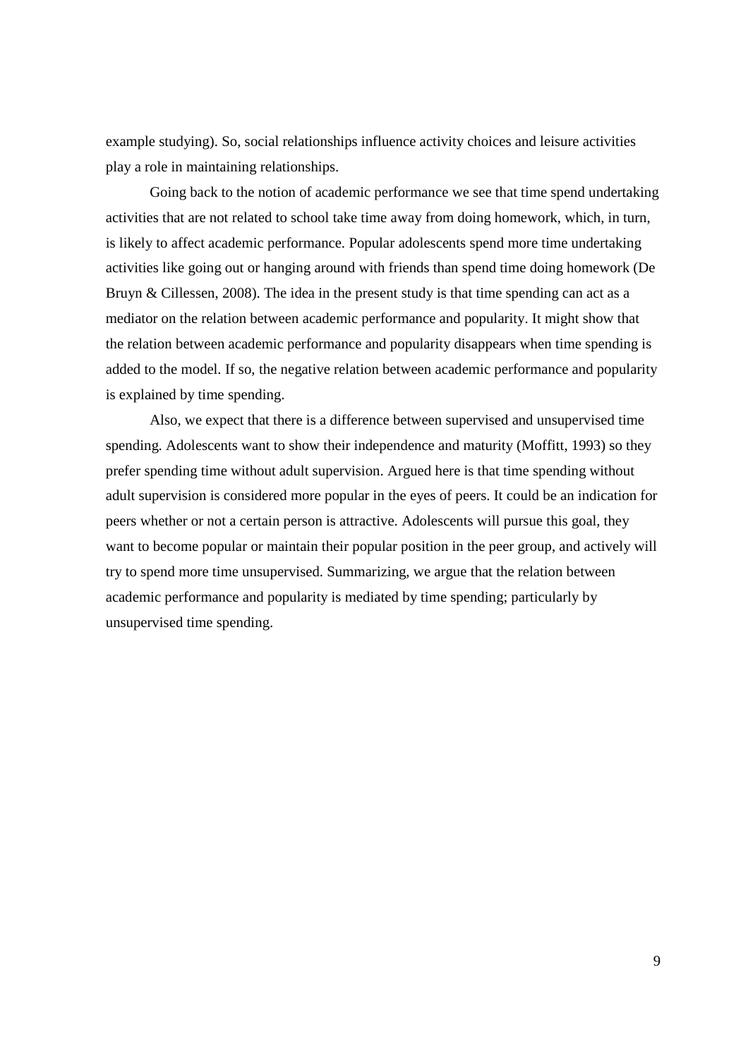example studying). So, social relationships influence activity choices and leisure activities play a role in maintaining relationships.

Going back to the notion of academic performance we see that time spend undertaking activities that are not related to school take time away from doing homework, which, in turn, is likely to affect academic performance. Popular adolescents spend more time undertaking activities like going out or hanging around with friends than spend time doing homework (De Bruyn & Cillessen, 2008). The idea in the present study is that time spending can act as a mediator on the relation between academic performance and popularity. It might show that the relation between academic performance and popularity disappears when time spending is added to the model. If so, the negative relation between academic performance and popularity is explained by time spending.

Also, we expect that there is a difference between supervised and unsupervised time spending. Adolescents want to show their independence and maturity (Moffitt, 1993) so they prefer spending time without adult supervision. Argued here is that time spending without adult supervision is considered more popular in the eyes of peers. It could be an indication for peers whether or not a certain person is attractive. Adolescents will pursue this goal, they want to become popular or maintain their popular position in the peer group, and actively will try to spend more time unsupervised. Summarizing, we argue that the relation between academic performance and popularity is mediated by time spending; particularly by unsupervised time spending.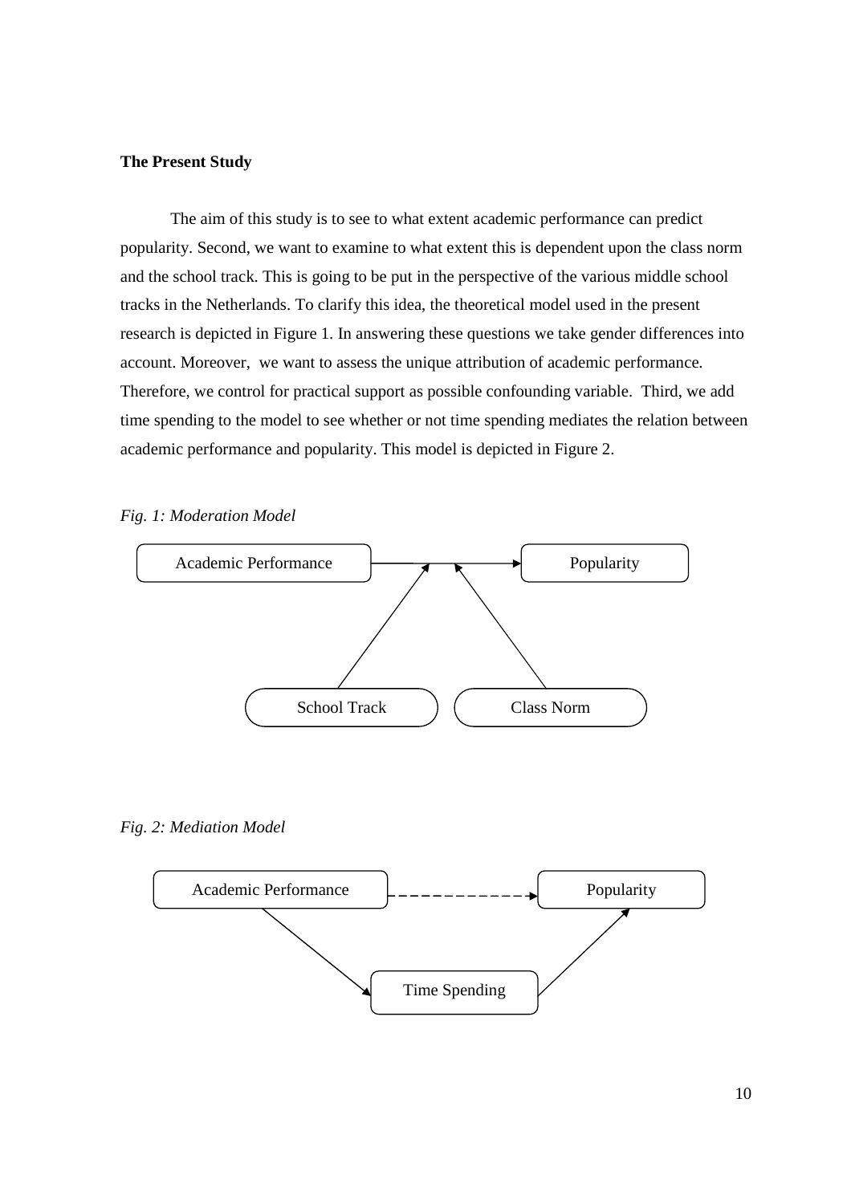**The Present Study**

The aim of this study is to see to what extent academic performance can predict popularity. Second, we want to examine to what extent this is dependent upon the class norm and the school track. This is going to be put in the perspective of the various middle school tracks in the Netherlands. To clarify this idea, the theoretical model used in the present research is depicted in Figure 1. In answering these questions we take gender differences into account. Moreover, we want to assess the unique attribution of academic performance. Therefore, we control for practical support as possible confounding variable. Third, we add time spending to the model to see whether or not time spending mediates the relation between academic performance and popularity. This model is depicted in Figure 2.

*Fig. 1: Moderation Model*

Academic Performance → Popularity

School Track

Class Norm

*Fig. 2: Mediation Model*

Academic Performance → Popularity

Time Spending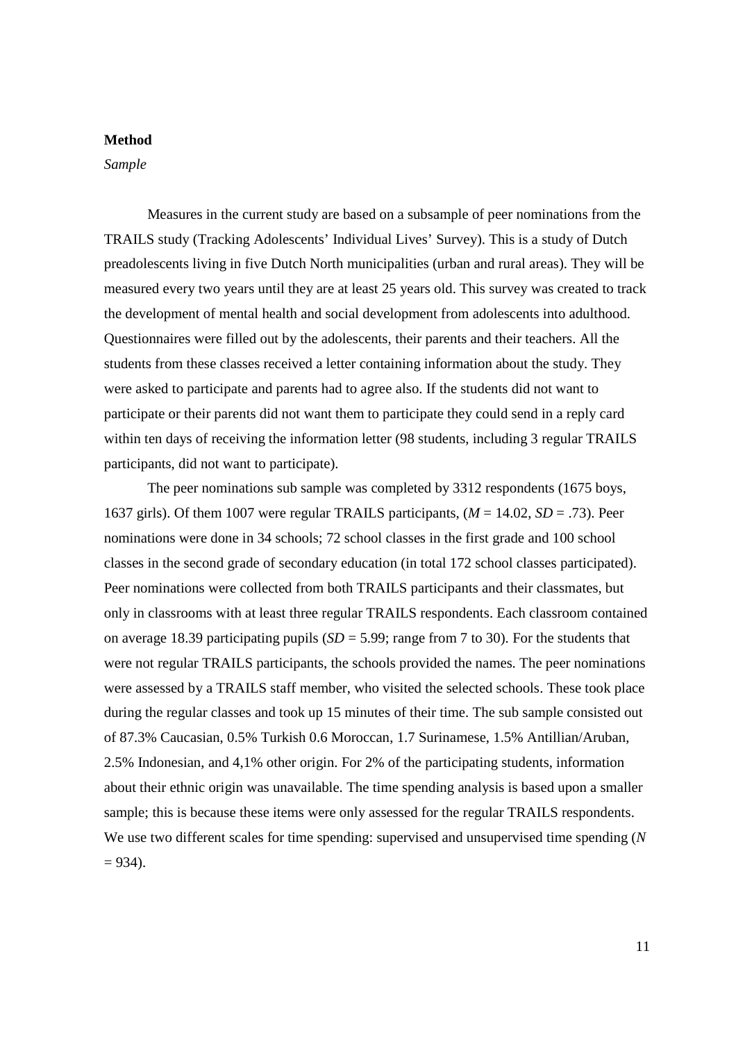**Method**

*Sample*

Measures in the current study are based on a subsample of peer nominations from the TRAILS study (Tracking Adolescents' Individual Lives' Survey). This is a study of Dutch preadolescents living in five Dutch North municipalities (urban and rural areas). They will be measured every two years until they are at least 25 years old. This survey was created to track the development of mental health and social development from adolescents into adulthood. Questionnaires were filled out by the adolescents, their parents and their teachers. All the students from these classes received a letter containing information about the study. They were asked to participate and parents had to agree also. If the students did not want to participate or their parents did not want them to participate they could send in a reply card within ten days of receiving the information letter (98 students, including 3 regular TRAILS participants, did not want to participate).

The peer nominations sub sample was completed by 3312 respondents (1675 boys, 1637 girls). Of them 1007 were regular TRAILS participants, (*M* = 14.02, *SD* = .73). Peer nominations were done in 34 schools; 72 school classes in the first grade and 100 school classes in the second grade of secondary education (in total 172 school classes participated). Peer nominations were collected from both TRAILS participants and their classmates, but only in classrooms with at least three regular TRAILS respondents. Each classroom contained on average 18.39 participating pupils (*SD* = 5.99; range from 7 to 30). For the students that were not regular TRAILS participants, the schools provided the names. The peer nominations were assessed by a TRAILS staff member, who visited the selected schools. These took place during the regular classes and took up 15 minutes of their time. The sub sample consisted out of 87.3% Caucasian, 0.5% Turkish 0.6 Moroccan, 1.7 Surinamese, 1.5% Antillian/Aruban, 2.5% Indonesian, and 4,1% other origin. For 2% of the participating students, information about their ethnic origin was unavailable. The time spending analysis is based upon a smaller sample; this is because these items were only assessed for the regular TRAILS respondents. We use two different scales for time spending: supervised and unsupervised time spending (*N* = 934).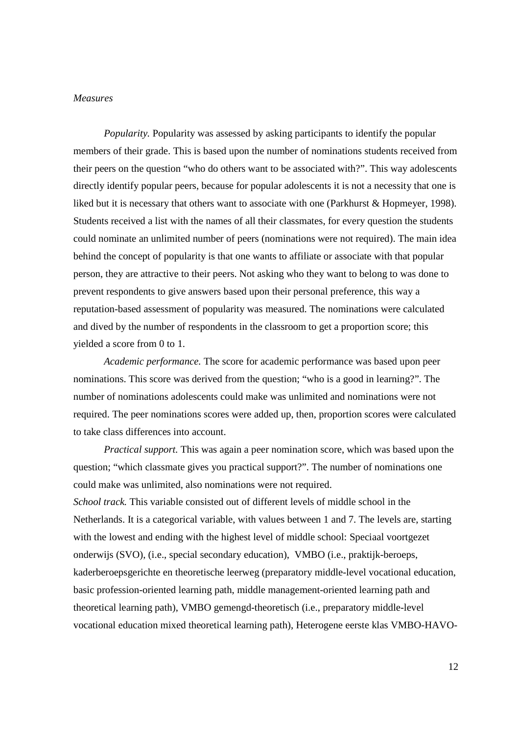*Measures*

*Popularity.* Popularity was assessed by asking participants to identify the popular members of their grade. This is based upon the number of nominations students received from their peers on the question "who do others want to be associated with?". This way adolescents directly identify popular peers, because for popular adolescents it is not a necessity that one is liked but it is necessary that others want to associate with one (Parkhurst & Hopmeyer, 1998). Students received a list with the names of all their classmates, for every question the students could nominate an unlimited number of peers (nominations were not required). The main idea behind the concept of popularity is that one wants to affiliate or associate with that popular person, they are attractive to their peers. Not asking who they want to belong to was done to prevent respondents to give answers based upon their personal preference, this way a reputation-based assessment of popularity was measured. The nominations were calculated and dived by the number of respondents in the classroom to get a proportion score; this yielded a score from 0 to 1.

*Academic performance.* The score for academic performance was based upon peer nominations. This score was derived from the question; "who is a good in learning?". The number of nominations adolescents could make was unlimited and nominations were not required. The peer nominations scores were added up, then, proportion scores were calculated to take class differences into account.

*Practical support.* This was again a peer nomination score, which was based upon the question; "which classmate gives you practical support?". The number of nominations one could make was unlimited, also nominations were not required.

*School track.* This variable consisted out of different levels of middle school in the Netherlands. It is a categorical variable, with values between 1 and 7. The levels are, starting with the lowest and ending with the highest level of middle school: Speciaal voortgezet onderwijs (SVO), (i.e., special secondary education), VMBO (i.e., praktijk-beroeps, kaderberoepsgerichte en theoretische leerweg (preparatory middle-level vocational education, basic profession-oriented learning path, middle management-oriented learning path and theoretical learning path), VMBO gemengd-theoretisch (i.e., preparatory middle-level vocational education mixed theoretical learning path), Heterogene eerste klas VMBO-HAVO-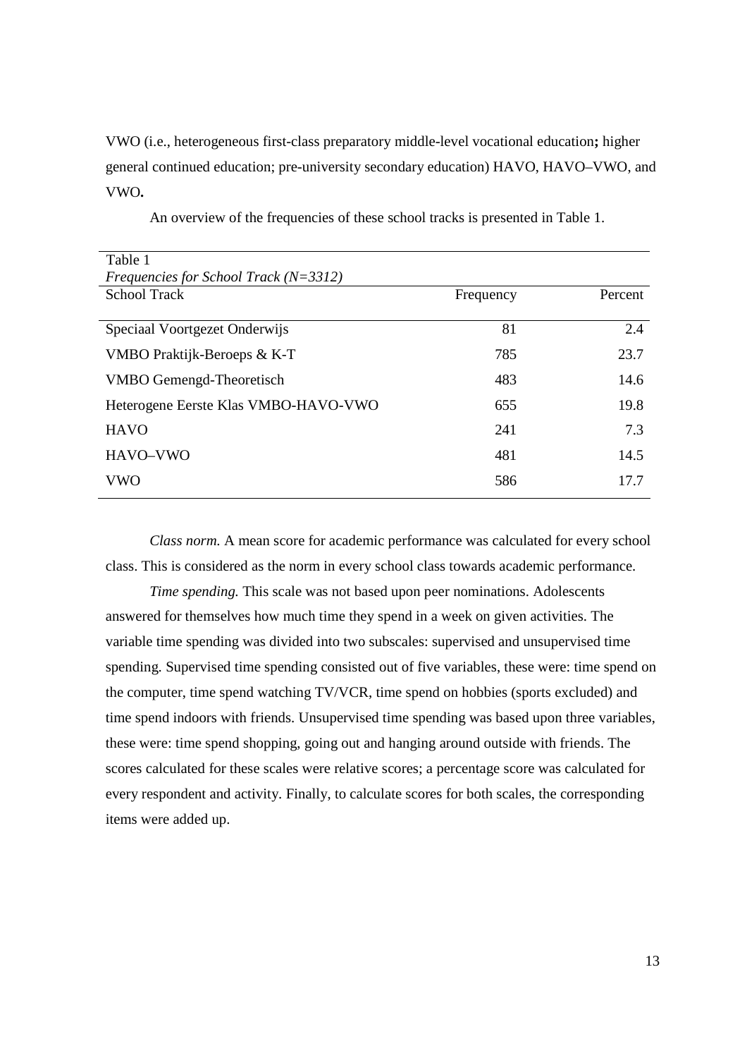VWO (i.e., heterogeneous first-class preparatory middle-level vocational education**;** higher general continued education; pre-university secondary education) HAVO, HAVO–VWO, and VWO**.**

An overview of the frequencies of these school tracks is presented in Table 1.

Table 1
*Frequencies for School Track (N=3312)*

| School Track | Frequency | Percent |
|---|---|---|
| Speciaal Voortgezet Onderwijs | 81 | 2.4 |
| VMBO Praktijk-Beroeps & K-T | 785 | 23.7 |
| VMBO Gemengd-Theoretisch | 483 | 14.6 |
| Heterogene Eerste Klas VMBO-HAVO-VWO | 655 | 19.8 |
| HAVO | 241 | 7.3 |
| HAVO–VWO | 481 | 14.5 |
| VWO | 586 | 17.7 |

*Class norm.* A mean score for academic performance was calculated for every school class. This is considered as the norm in every school class towards academic performance.

*Time spending.* This scale was not based upon peer nominations. Adolescents answered for themselves how much time they spend in a week on given activities. The variable time spending was divided into two subscales: supervised and unsupervised time spending. Supervised time spending consisted out of five variables, these were: time spend on the computer, time spend watching TV/VCR, time spend on hobbies (sports excluded) and time spend indoors with friends. Unsupervised time spending was based upon three variables, these were: time spend shopping, going out and hanging around outside with friends. The scores calculated for these scales were relative scores; a percentage score was calculated for every respondent and activity. Finally, to calculate scores for both scales, the corresponding items were added up.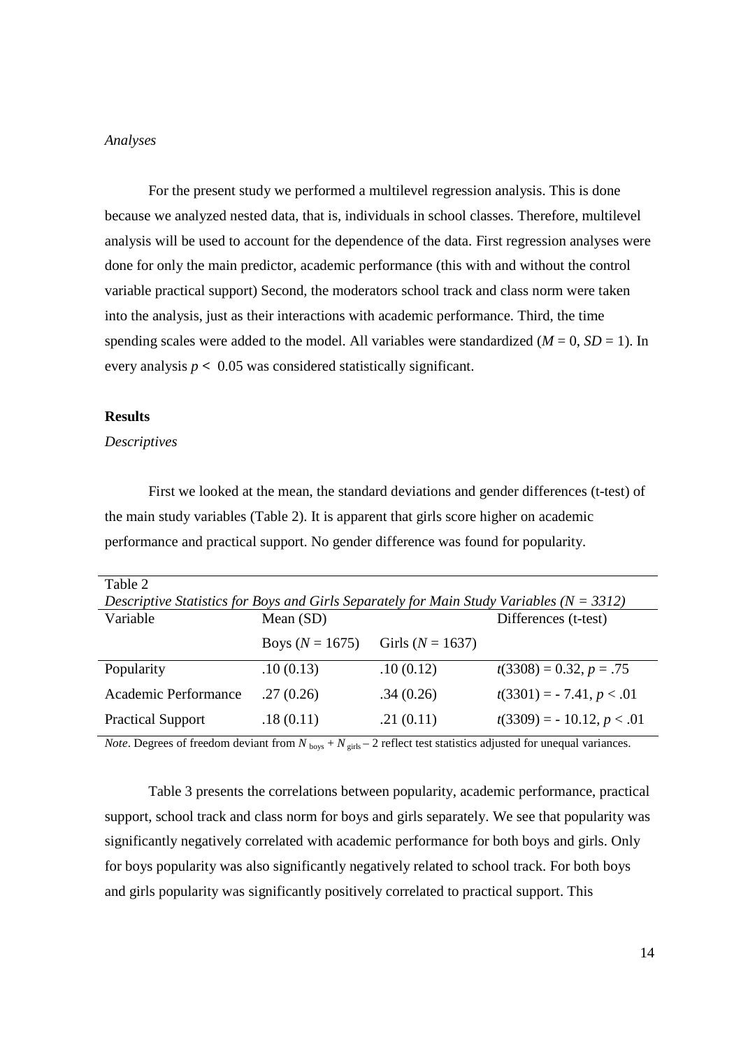*Analyses*

For the present study we performed a multilevel regression analysis. This is done because we analyzed nested data, that is, individuals in school classes. Therefore, multilevel analysis will be used to account for the dependence of the data. First regression analyses were done for only the main predictor, academic performance (this with and without the control variable practical support) Second, the moderators school track and class norm were taken into the analysis, just as their interactions with academic performance. Third, the time spending scales were added to the model. All variables were standardized ($M = 0$, $SD = 1$). In every analysis $p < 0.05$ was considered statistically significant.

## Results

*Descriptives*

First we looked at the mean, the standard deviations and gender differences (t-test) of the main study variables (Table 2). It is apparent that girls score higher on academic performance and practical support. No gender difference was found for popularity.

Table 2

*Descriptive Statistics for Boys and Girls Separately for Main Study Variables ($N = 3312$)*

| Variable | Mean (SD) | | Differences (t-test) |
|---|---|---|---|
| | Boys ($N = 1675$) | Girls ($N = 1637$) | |
| Popularity | .10 (0.13) | .10 (0.12) | $t(3308) = 0.32$, $p = .75$ |
| Academic Performance | .27 (0.26) | .34 (0.26) | $t(3301) = -7.41$, $p < .01$ |
| Practical Support | .18 (0.11) | .21 (0.11) | $t(3309) = -10.12$, $p < .01$ |

*Note*. Degrees of freedom deviant from $N_{\text{boys}} + N_{\text{girls}} - 2$ reflect test statistics adjusted for unequal variances.

Table 3 presents the correlations between popularity, academic performance, practical support, school track and class norm for boys and girls separately. We see that popularity was significantly negatively correlated with academic performance for both boys and girls. Only for boys popularity was also significantly negatively related to school track. For both boys and girls popularity was significantly positively correlated to practical support. This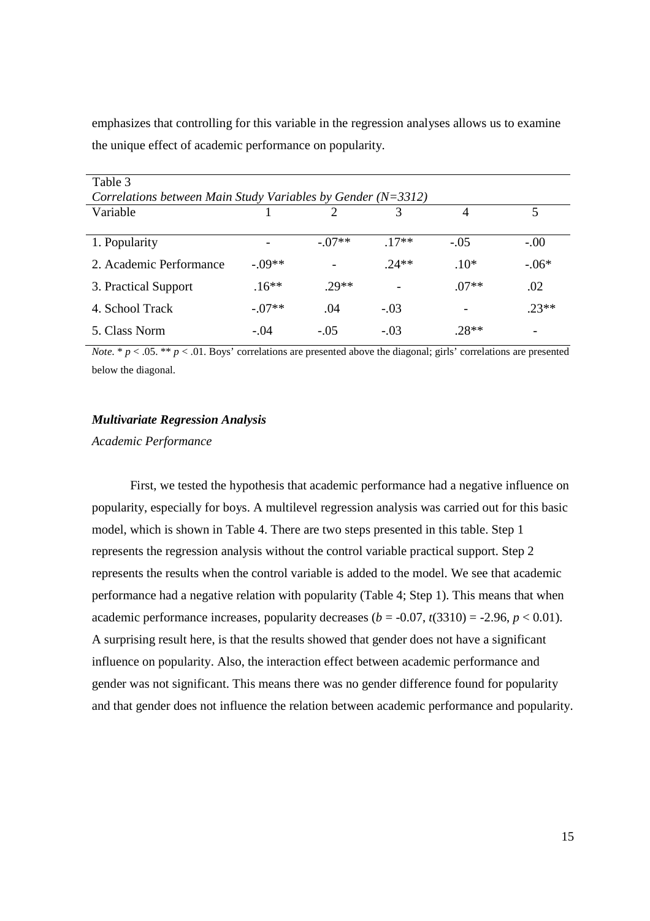emphasizes that controlling for this variable in the regression analyses allows us to examine the unique effect of academic performance on popularity.

Table 3

*Correlations between Main Study Variables by Gender (N=3312)*

| Variable | 1 | 2 | 3 | 4 | 5 |
|---|---|---|---|---|---|
| 1. Popularity | - | -.07** | .17** | -.05 | -.00 |
| 2. Academic Performance | -.09** | - | .24** | .10* | -.06* |
| 3. Practical Support | .16** | .29** | - | .07** | .02 |
| 4. School Track | -.07** | .04 | -.03 | - | .23** |
| 5. Class Norm | -.04 | -.05 | -.03 | .28** | - |

*Note*. * $p < .05$. ** $p < .01$. Boys' correlations are presented above the diagonal; girls' correlations are presented below the diagonal.

### *Multivariate Regression Analysis*

*Academic Performance*

First, we tested the hypothesis that academic performance had a negative influence on popularity, especially for boys. A multilevel regression analysis was carried out for this basic model, which is shown in Table 4. There are two steps presented in this table. Step 1 represents the regression analysis without the control variable practical support. Step 2 represents the results when the control variable is added to the model. We see that academic performance had a negative relation with popularity (Table 4; Step 1). This means that when academic performance increases, popularity decreases ($b$ = -0.07, $t(3310)$ = -2.96, $p < 0.01$). A surprising result here, is that the results showed that gender does not have a significant influence on popularity. Also, the interaction effect between academic performance and gender was not significant. This means there was no gender difference found for popularity and that gender does not influence the relation between academic performance and popularity.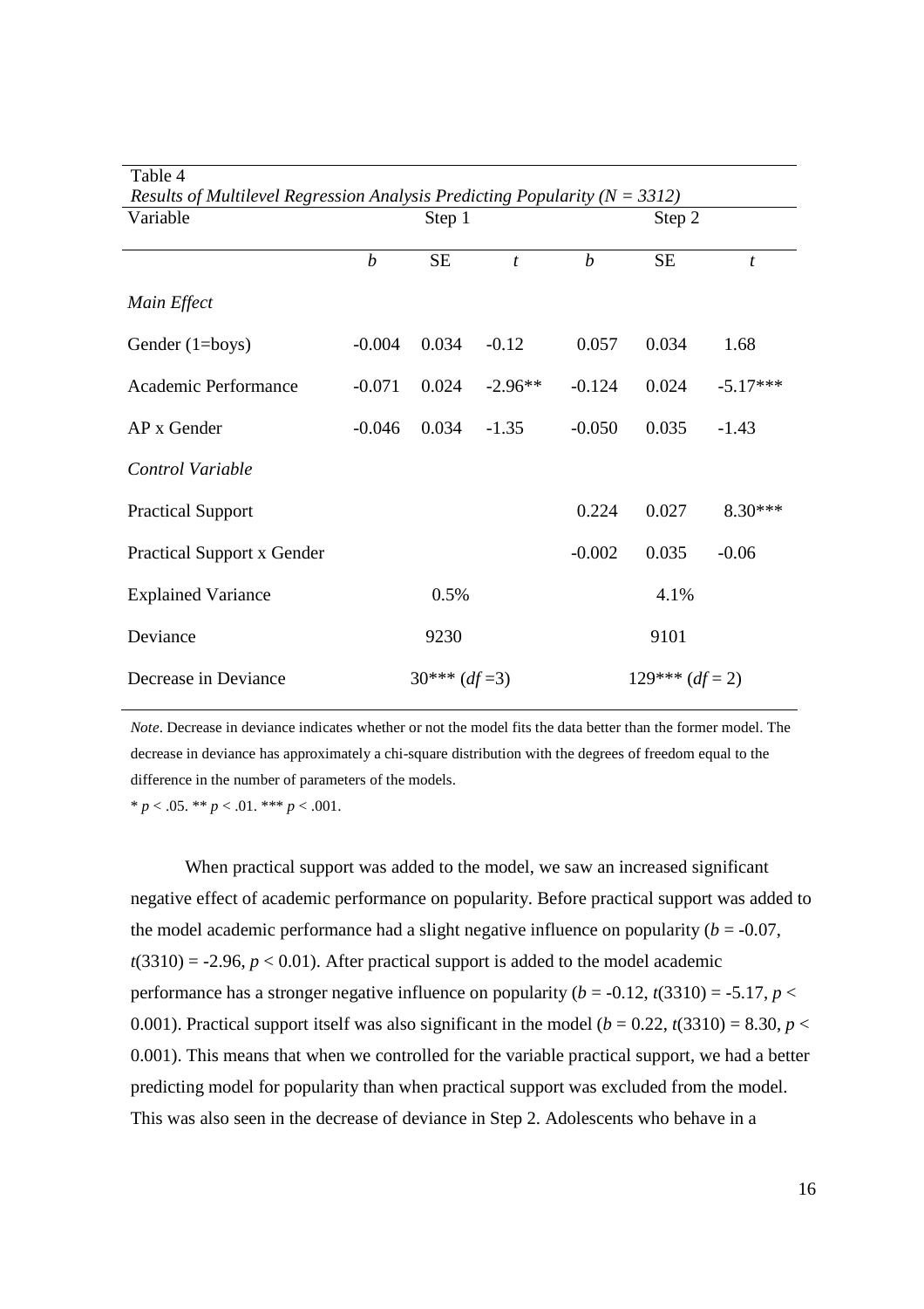Table 4

*Results of Multilevel Regression Analysis Predicting Popularity (N = 3312)*

| Variable | Step 1 | | | Step 2 | | |
|---|---|---|---|---|---|---|
| | *b* | SE | *t* | *b* | SE | *t* |
| *Main Effect* | | | | | | |
| Gender (1=boys) | -0.004 | 0.034 | -0.12 | 0.057 | 0.034 | 1.68 |
| Academic Performance | -0.071 | 0.024 | -2.96** | -0.124 | 0.024 | -5.17*** |
| AP x Gender | -0.046 | 0.034 | -1.35 | -0.050 | 0.035 | -1.43 |
| *Control Variable* | | | | | | |
| Practical Support | | | | 0.224 | 0.027 | 8.30*** |
| Practical Support x Gender | | | | -0.002 | 0.035 | -0.06 |
| Explained Variance | | 0.5% | | | 4.1% | |
| Deviance | | 9230 | | | 9101 | |
| Decrease in Deviance | | 30*** (*df* =3) | | | 129*** (*df* = 2) | |

*Note*. Decrease in deviance indicates whether or not the model fits the data better than the former model. The decrease in deviance has approximately a chi-square distribution with the degrees of freedom equal to the difference in the number of parameters of the models.

\* $p < .05$. \*\* $p < .01$. \*\*\* $p < .001$.

When practical support was added to the model, we saw an increased significant negative effect of academic performance on popularity. Before practical support was added to the model academic performance had a slight negative influence on popularity ($b = -0.07$, $t(3310) = -2.96$, $p < 0.01$). After practical support is added to the model academic performance has a stronger negative influence on popularity ($b = -0.12$, $t(3310) = -5.17$, $p < 0.001$). Practical support itself was also significant in the model ($b = 0.22$, $t(3310) = 8.30$, $p < 0.001$). This means that when we controlled for the variable practical support, we had a better predicting model for popularity than when practical support was excluded from the model. This was also seen in the decrease of deviance in Step 2. Adolescents who behave in a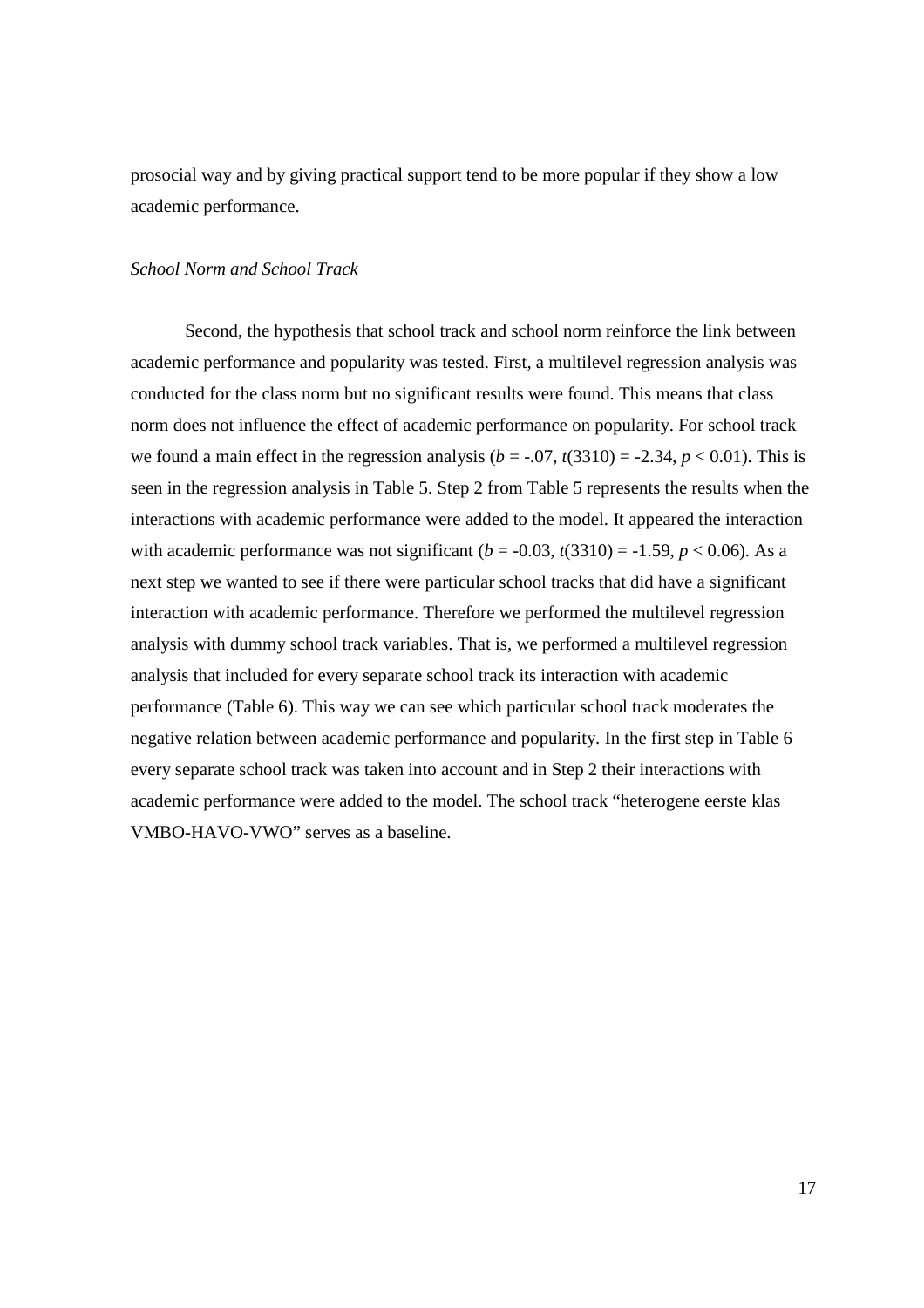prosocial way and by giving practical support tend to be more popular if they show a low academic performance.

*School Norm and School Track*

Second, the hypothesis that school track and school norm reinforce the link between academic performance and popularity was tested. First, a multilevel regression analysis was conducted for the class norm but no significant results were found. This means that class norm does not influence the effect of academic performance on popularity. For school track we found a main effect in the regression analysis ($b$ = -.07, $t(3310)$ = -2.34, $p < 0.01$). This is seen in the regression analysis in Table 5. Step 2 from Table 5 represents the results when the interactions with academic performance were added to the model. It appeared the interaction with academic performance was not significant ($b$ = -0.03, $t(3310)$ = -1.59, $p < 0.06$). As a next step we wanted to see if there were particular school tracks that did have a significant interaction with academic performance. Therefore we performed the multilevel regression analysis with dummy school track variables. That is, we performed a multilevel regression analysis that included for every separate school track its interaction with academic performance (Table 6). This way we can see which particular school track moderates the negative relation between academic performance and popularity. In the first step in Table 6 every separate school track was taken into account and in Step 2 their interactions with academic performance were added to the model. The school track "heterogene eerste klas VMBO-HAVO-VWO" serves as a baseline.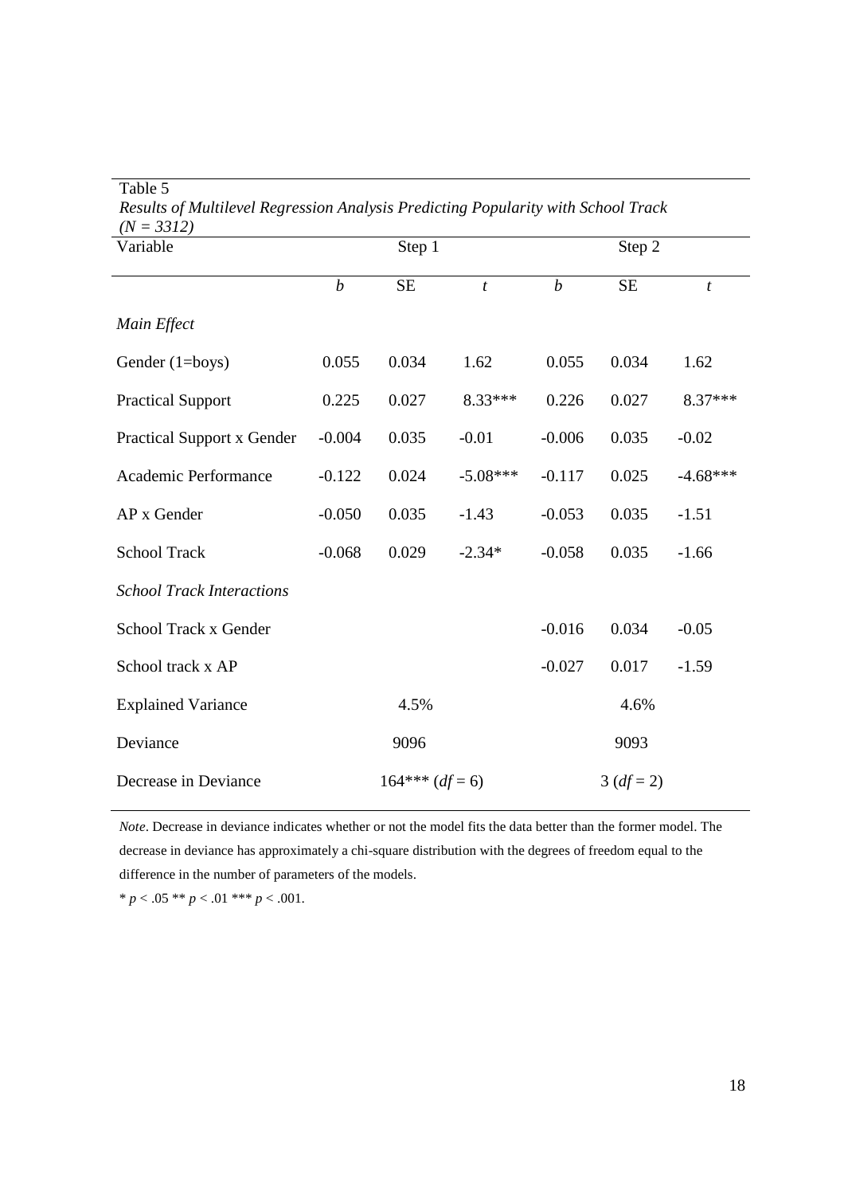Table 5

*Results of Multilevel Regression Analysis Predicting Popularity with School Track (N = 3312)*

| Variable | Step 1 | | | Step 2 | | |
|---|---|---|---|---|---|---|
| | *b* | SE | *t* | *b* | SE | *t* |
| *Main Effect* | | | | | | |
| Gender (1=boys) | 0.055 | 0.034 | 1.62 | 0.055 | 0.034 | 1.62 |
| Practical Support | 0.225 | 0.027 | 8.33*** | 0.226 | 0.027 | 8.37*** |
| Practical Support x Gender | -0.004 | 0.035 | -0.01 | -0.006 | 0.035 | -0.02 |
| Academic Performance | -0.122 | 0.024 | -5.08*** | -0.117 | 0.025 | -4.68*** |
| AP x Gender | -0.050 | 0.035 | -1.43 | -0.053 | 0.035 | -1.51 |
| School Track | -0.068 | 0.029 | -2.34* | -0.058 | 0.035 | -1.66 |
| *School Track Interactions* | | | | | | |
| School Track x Gender | | | | -0.016 | 0.034 | -0.05 |
| School track x AP | | | | -0.027 | 0.017 | -1.59 |
| Explained Variance | | 4.5% | | | 4.6% | |
| Deviance | | 9096 | | | 9093 | |
| Decrease in Deviance | | 164*** ($df = 6$) | | | 3 ($df = 2$) | |

*Note*. Decrease in deviance indicates whether or not the model fits the data better than the former model. The decrease in deviance has approximately a chi-square distribution with the degrees of freedom equal to the difference in the number of parameters of the models.

* $p < .05$ ** $p < .01$ *** $p < .001$.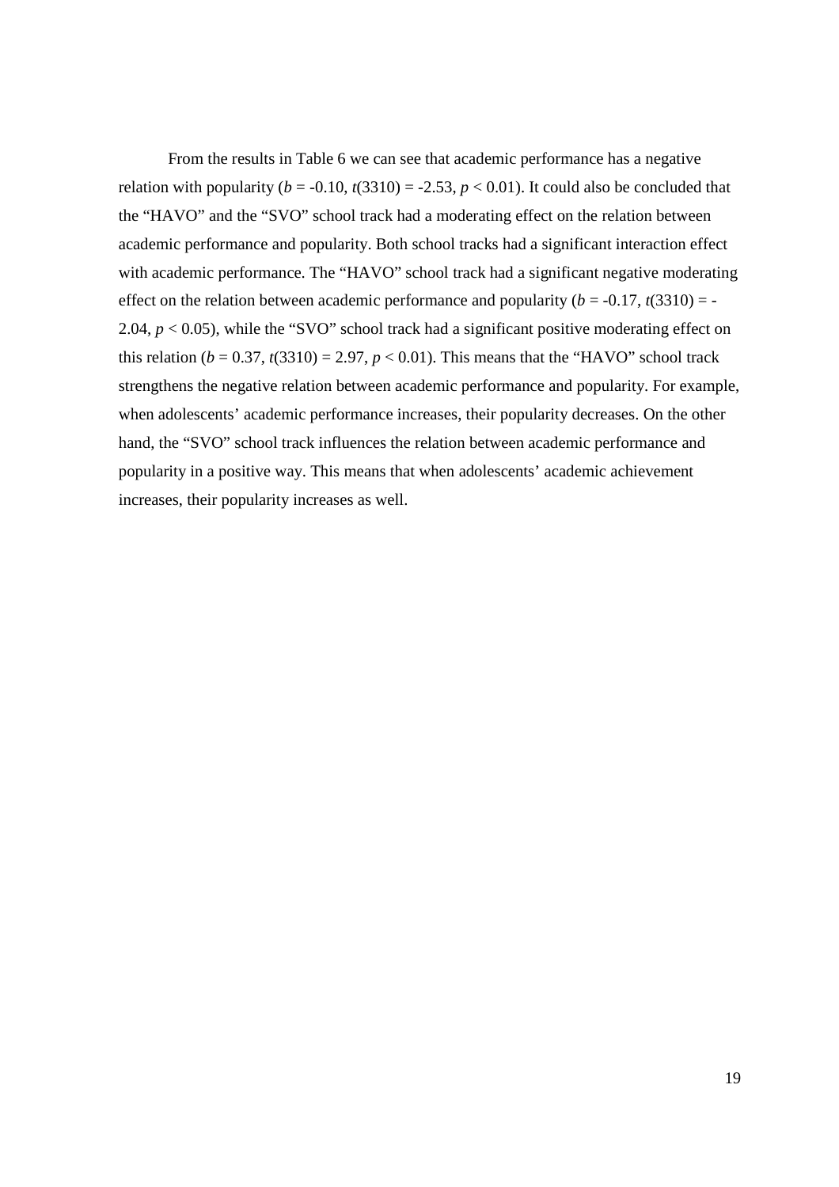From the results in Table 6 we can see that academic performance has a negative relation with popularity ($b$ = -0.10, $t(3310)$ = -2.53, $p < 0.01$). It could also be concluded that the "HAVO" and the "SVO" school track had a moderating effect on the relation between academic performance and popularity. Both school tracks had a significant interaction effect with academic performance. The "HAVO" school track had a significant negative moderating effect on the relation between academic performance and popularity ($b$ = -0.17, $t(3310)$ = -2.04, $p < 0.05$), while the "SVO" school track had a significant positive moderating effect on this relation ($b$ = 0.37, $t(3310)$ = 2.97, $p < 0.01$). This means that the "HAVO" school track strengthens the negative relation between academic performance and popularity. For example, when adolescents' academic performance increases, their popularity decreases. On the other hand, the "SVO" school track influences the relation between academic performance and popularity in a positive way. This means that when adolescents' academic achievement increases, their popularity increases as well.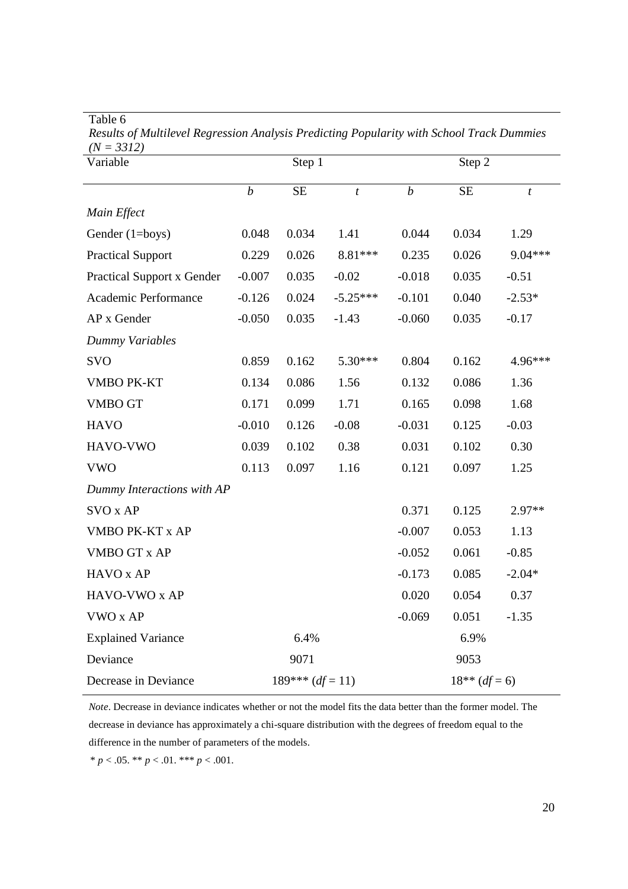Table 6

*Results of Multilevel Regression Analysis Predicting Popularity with School Track Dummies (N = 3312)*

| Variable | Step 1 | | | Step 2 | | |
|---|---|---|---|---|---|---|
| | *b* | SE | *t* | *b* | SE | *t* |
| *Main Effect* | | | | | | |
| Gender (1=boys) | 0.048 | 0.034 | 1.41 | 0.044 | 0.034 | 1.29 |
| Practical Support | 0.229 | 0.026 | 8.81*** | 0.235 | 0.026 | 9.04*** |
| Practical Support x Gender | -0.007 | 0.035 | -0.02 | -0.018 | 0.035 | -0.51 |
| Academic Performance | -0.126 | 0.024 | -5.25*** | -0.101 | 0.040 | -2.53* |
| AP x Gender | -0.050 | 0.035 | -1.43 | -0.060 | 0.035 | -0.17 |
| *Dummy Variables* | | | | | | |
| SVO | 0.859 | 0.162 | 5.30*** | 0.804 | 0.162 | 4.96*** |
| VMBO PK-KT | 0.134 | 0.086 | 1.56 | 0.132 | 0.086 | 1.36 |
| VMBO GT | 0.171 | 0.099 | 1.71 | 0.165 | 0.098 | 1.68 |
| HAVO | -0.010 | 0.126 | -0.08 | -0.031 | 0.125 | -0.03 |
| HAVO-VWO | 0.039 | 0.102 | 0.38 | 0.031 | 0.102 | 0.30 |
| VWO | 0.113 | 0.097 | 1.16 | 0.121 | 0.097 | 1.25 |
| *Dummy Interactions with AP* | | | | | | |
| SVO x AP | | | | 0.371 | 0.125 | 2.97** |
| VMBO PK-KT x AP | | | | -0.007 | 0.053 | 1.13 |
| VMBO GT x AP | | | | -0.052 | 0.061 | -0.85 |
| HAVO x AP | | | | -0.173 | 0.085 | -2.04* |
| HAVO-VWO x AP | | | | 0.020 | 0.054 | 0.37 |
| VWO x AP | | | | -0.069 | 0.051 | -1.35 |
| Explained Variance | 6.4% | | | 6.9% | | |
| Deviance | 9071 | | | 9053 | | |
| Decrease in Deviance | 189*** ($df$ = 11) | | | 18** ($df$ = 6) | | |

*Note*. Decrease in deviance indicates whether or not the model fits the data better than the former model. The decrease in deviance has approximately a chi-square distribution with the degrees of freedom equal to the difference in the number of parameters of the models.

* $p < .05$. ** $p < .01$. *** $p < .001$.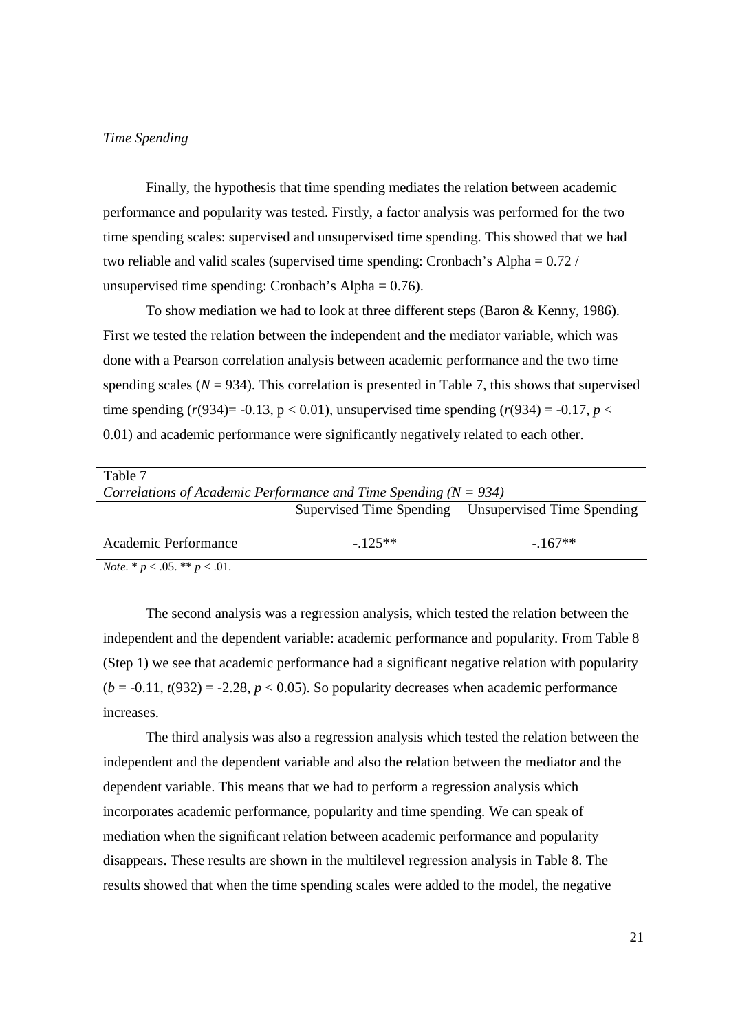*Time Spending*

Finally, the hypothesis that time spending mediates the relation between academic performance and popularity was tested. Firstly, a factor analysis was performed for the two time spending scales: supervised and unsupervised time spending. This showed that we had two reliable and valid scales (supervised time spending: Cronbach's Alpha = 0.72 / unsupervised time spending: Cronbach's Alpha = 0.76).

To show mediation we had to look at three different steps (Baron & Kenny, 1986). First we tested the relation between the independent and the mediator variable, which was done with a Pearson correlation analysis between academic performance and the two time spending scales ($N$ = 934). This correlation is presented in Table 7, this shows that supervised time spending ($r(934) = -0.13$, $p < 0.01$), unsupervised time spending ($r(934) = -0.17$, $p < 0.01$) and academic performance were significantly negatively related to each other.

Table 7
*Correlations of Academic Performance and Time Spending (N = 934)*

| | Supervised Time Spending | Unsupervised Time Spending |
|---|---|---|
| Academic Performance | -.125** | -.167** |

*Note*. * $p < .05$. ** $p < .01$.

The second analysis was a regression analysis, which tested the relation between the independent and the dependent variable: academic performance and popularity. From Table 8 (Step 1) we see that academic performance had a significant negative relation with popularity ($b = -0.11$, $t(932) = -2.28$, $p < 0.05$). So popularity decreases when academic performance increases.

The third analysis was also a regression analysis which tested the relation between the independent and the dependent variable and also the relation between the mediator and the dependent variable. This means that we had to perform a regression analysis which incorporates academic performance, popularity and time spending. We can speak of mediation when the significant relation between academic performance and popularity disappears. These results are shown in the multilevel regression analysis in Table 8. The results showed that when the time spending scales were added to the model, the negative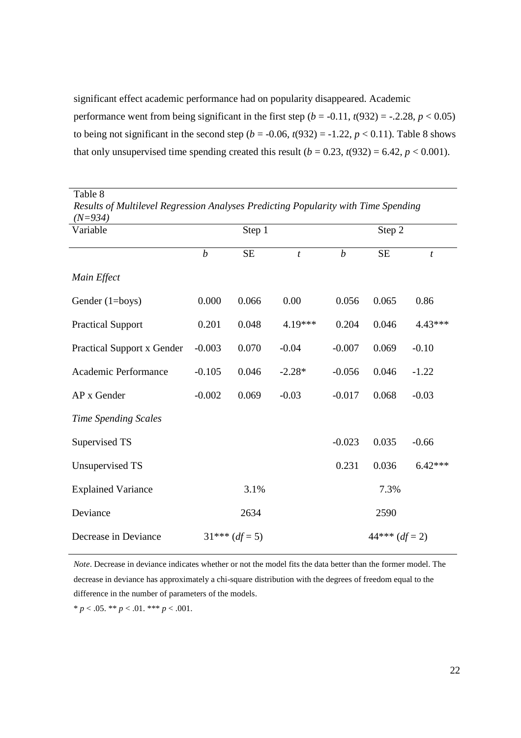significant effect academic performance had on popularity disappeared. Academic performance went from being significant in the first step ($b$ = -0.11, $t$(932) = -.2.28, $p < 0.05$) to being not significant in the second step ($b$ = -0.06, $t$(932) = -1.22, $p < 0.11$). Table 8 shows that only unsupervised time spending created this result ($b$ = 0.23, $t$(932) = 6.42, $p < 0.001$).

Table 8

*Results of Multilevel Regression Analyses Predicting Popularity with Time Spending (N=934)*

| Variable | Step 1 | | | Step 2 | | |
|---|---|---|---|---|---|---|
| | *b* | SE | *t* | *b* | SE | *t* |
| *Main Effect* | | | | | | |
| Gender (1=boys) | 0.000 | 0.066 | 0.00 | 0.056 | 0.065 | 0.86 |
| Practical Support | 0.201 | 0.048 | 4.19*** | 0.204 | 0.046 | 4.43*** |
| Practical Support x Gender | -0.003 | 0.070 | -0.04 | -0.007 | 0.069 | -0.10 |
| Academic Performance | -0.105 | 0.046 | -2.28* | -0.056 | 0.046 | -1.22 |
| AP x Gender | -0.002 | 0.069 | -0.03 | -0.017 | 0.068 | -0.03 |
| *Time Spending Scales* | | | | | | |
| Supervised TS | | | | -0.023 | 0.035 | -0.66 |
| Unsupervised TS | | | | 0.231 | 0.036 | 6.42*** |
| Explained Variance | | 3.1% | | | 7.3% | |
| Deviance | | 2634 | | | 2590 | |
| Decrease in Deviance | | 31*** ($df$ = 5) | | | 44*** ($df$ = 2) | |

*Note*. Decrease in deviance indicates whether or not the model fits the data better than the former model. The decrease in deviance has approximately a chi-square distribution with the degrees of freedom equal to the difference in the number of parameters of the models.

* $p < .05$. ** $p < .01$. *** $p < .001$.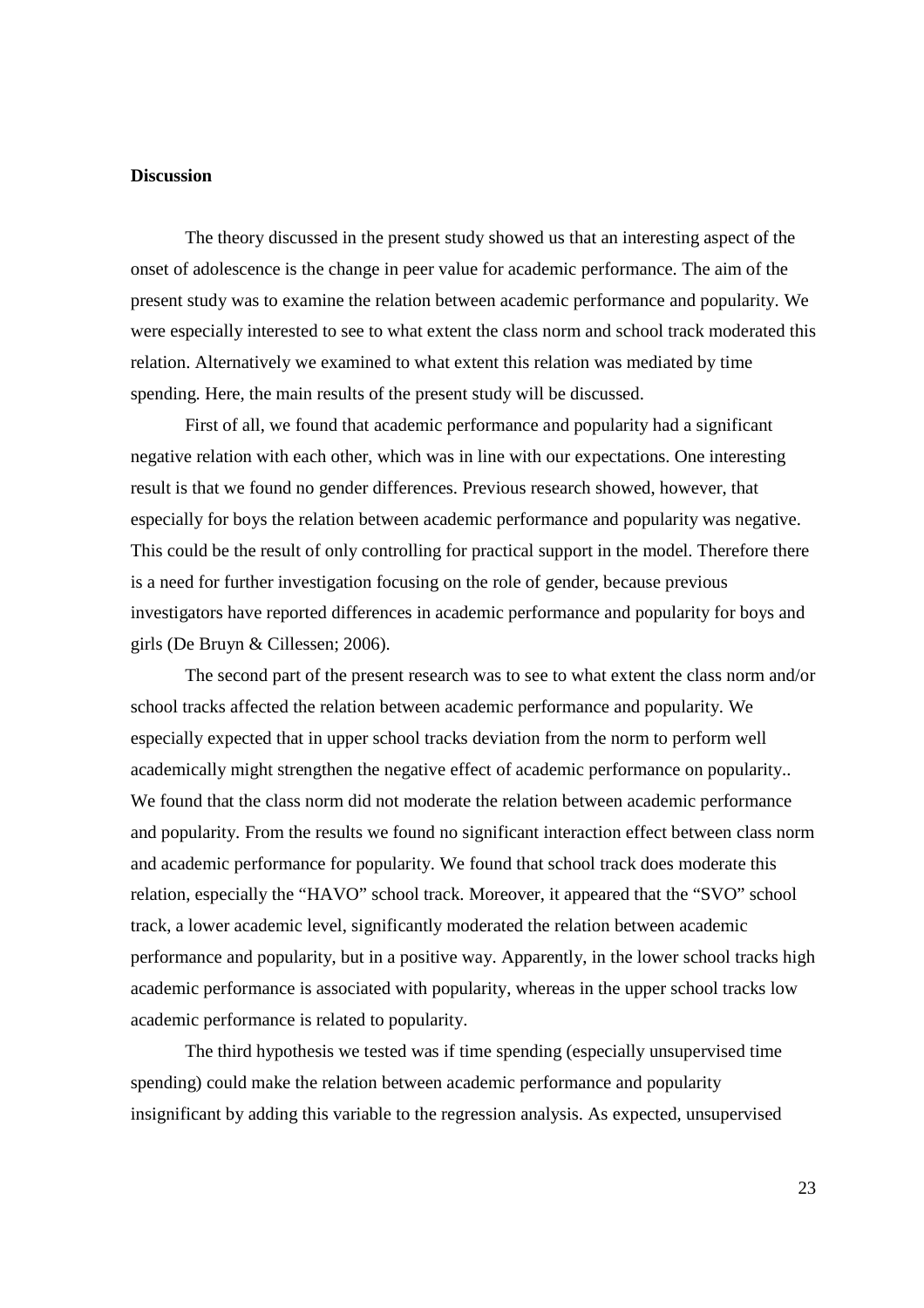**Discussion**

The theory discussed in the present study showed us that an interesting aspect of the onset of adolescence is the change in peer value for academic performance. The aim of the present study was to examine the relation between academic performance and popularity. We were especially interested to see to what extent the class norm and school track moderated this relation. Alternatively we examined to what extent this relation was mediated by time spending. Here, the main results of the present study will be discussed.

First of all, we found that academic performance and popularity had a significant negative relation with each other, which was in line with our expectations. One interesting result is that we found no gender differences. Previous research showed, however, that especially for boys the relation between academic performance and popularity was negative. This could be the result of only controlling for practical support in the model. Therefore there is a need for further investigation focusing on the role of gender, because previous investigators have reported differences in academic performance and popularity for boys and girls (De Bruyn & Cillessen; 2006).

The second part of the present research was to see to what extent the class norm and/or school tracks affected the relation between academic performance and popularity. We especially expected that in upper school tracks deviation from the norm to perform well academically might strengthen the negative effect of academic performance on popularity.. We found that the class norm did not moderate the relation between academic performance and popularity. From the results we found no significant interaction effect between class norm and academic performance for popularity. We found that school track does moderate this relation, especially the "HAVO" school track. Moreover, it appeared that the "SVO" school track, a lower academic level, significantly moderated the relation between academic performance and popularity, but in a positive way. Apparently, in the lower school tracks high academic performance is associated with popularity, whereas in the upper school tracks low academic performance is related to popularity.

The third hypothesis we tested was if time spending (especially unsupervised time spending) could make the relation between academic performance and popularity insignificant by adding this variable to the regression analysis. As expected, unsupervised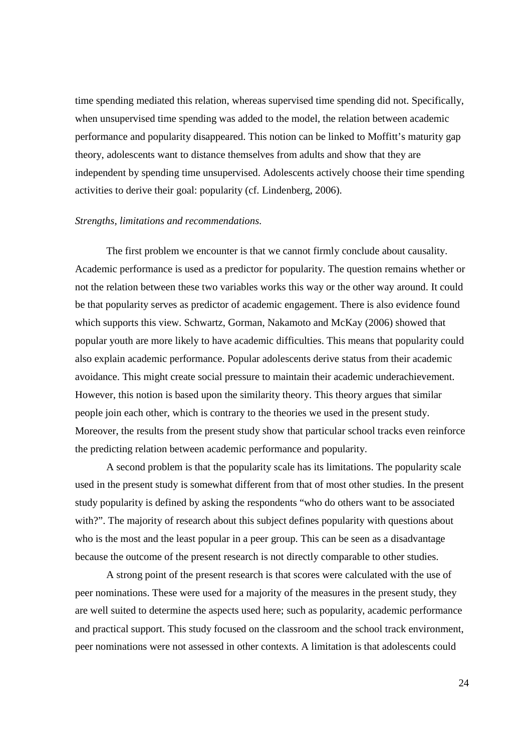time spending mediated this relation, whereas supervised time spending did not. Specifically, when unsupervised time spending was added to the model, the relation between academic performance and popularity disappeared. This notion can be linked to Moffitt's maturity gap theory, adolescents want to distance themselves from adults and show that they are independent by spending time unsupervised. Adolescents actively choose their time spending activities to derive their goal: popularity (cf. Lindenberg, 2006).

*Strengths, limitations and recommendations.*

The first problem we encounter is that we cannot firmly conclude about causality. Academic performance is used as a predictor for popularity. The question remains whether or not the relation between these two variables works this way or the other way around. It could be that popularity serves as predictor of academic engagement. There is also evidence found which supports this view. Schwartz, Gorman, Nakamoto and McKay (2006) showed that popular youth are more likely to have academic difficulties. This means that popularity could also explain academic performance. Popular adolescents derive status from their academic avoidance. This might create social pressure to maintain their academic underachievement. However, this notion is based upon the similarity theory. This theory argues that similar people join each other, which is contrary to the theories we used in the present study. Moreover, the results from the present study show that particular school tracks even reinforce the predicting relation between academic performance and popularity.

A second problem is that the popularity scale has its limitations. The popularity scale used in the present study is somewhat different from that of most other studies. In the present study popularity is defined by asking the respondents "who do others want to be associated with?". The majority of research about this subject defines popularity with questions about who is the most and the least popular in a peer group. This can be seen as a disadvantage because the outcome of the present research is not directly comparable to other studies.

A strong point of the present research is that scores were calculated with the use of peer nominations. These were used for a majority of the measures in the present study, they are well suited to determine the aspects used here; such as popularity, academic performance and practical support. This study focused on the classroom and the school track environment, peer nominations were not assessed in other contexts. A limitation is that adolescents could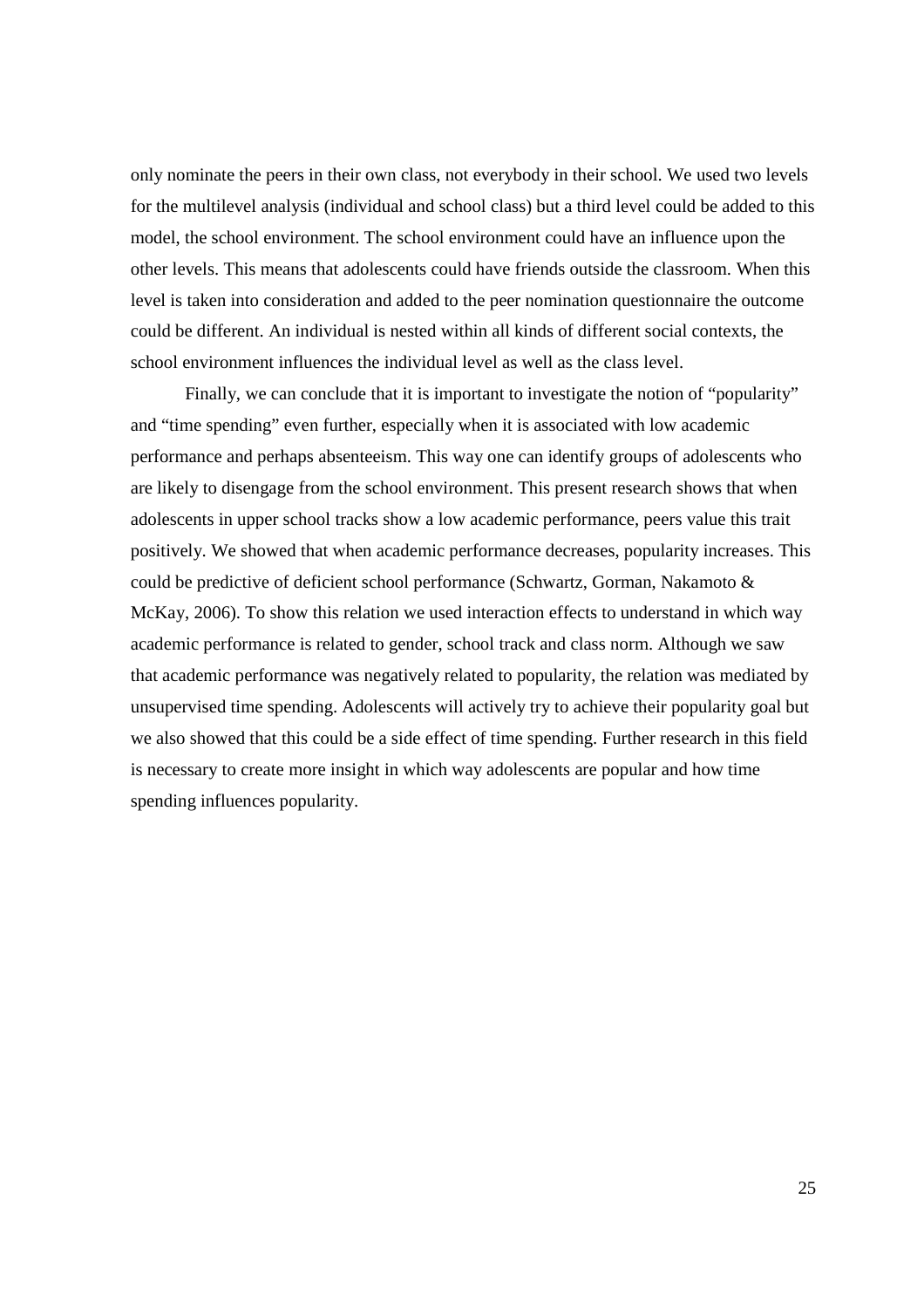only nominate the peers in their own class, not everybody in their school. We used two levels for the multilevel analysis (individual and school class) but a third level could be added to this model, the school environment. The school environment could have an influence upon the other levels. This means that adolescents could have friends outside the classroom. When this level is taken into consideration and added to the peer nomination questionnaire the outcome could be different. An individual is nested within all kinds of different social contexts, the school environment influences the individual level as well as the class level.

Finally, we can conclude that it is important to investigate the notion of "popularity" and "time spending" even further, especially when it is associated with low academic performance and perhaps absenteeism. This way one can identify groups of adolescents who are likely to disengage from the school environment. This present research shows that when adolescents in upper school tracks show a low academic performance, peers value this trait positively. We showed that when academic performance decreases, popularity increases. This could be predictive of deficient school performance (Schwartz, Gorman, Nakamoto & McKay, 2006). To show this relation we used interaction effects to understand in which way academic performance is related to gender, school track and class norm. Although we saw that academic performance was negatively related to popularity, the relation was mediated by unsupervised time spending. Adolescents will actively try to achieve their popularity goal but we also showed that this could be a side effect of time spending. Further research in this field is necessary to create more insight in which way adolescents are popular and how time spending influences popularity.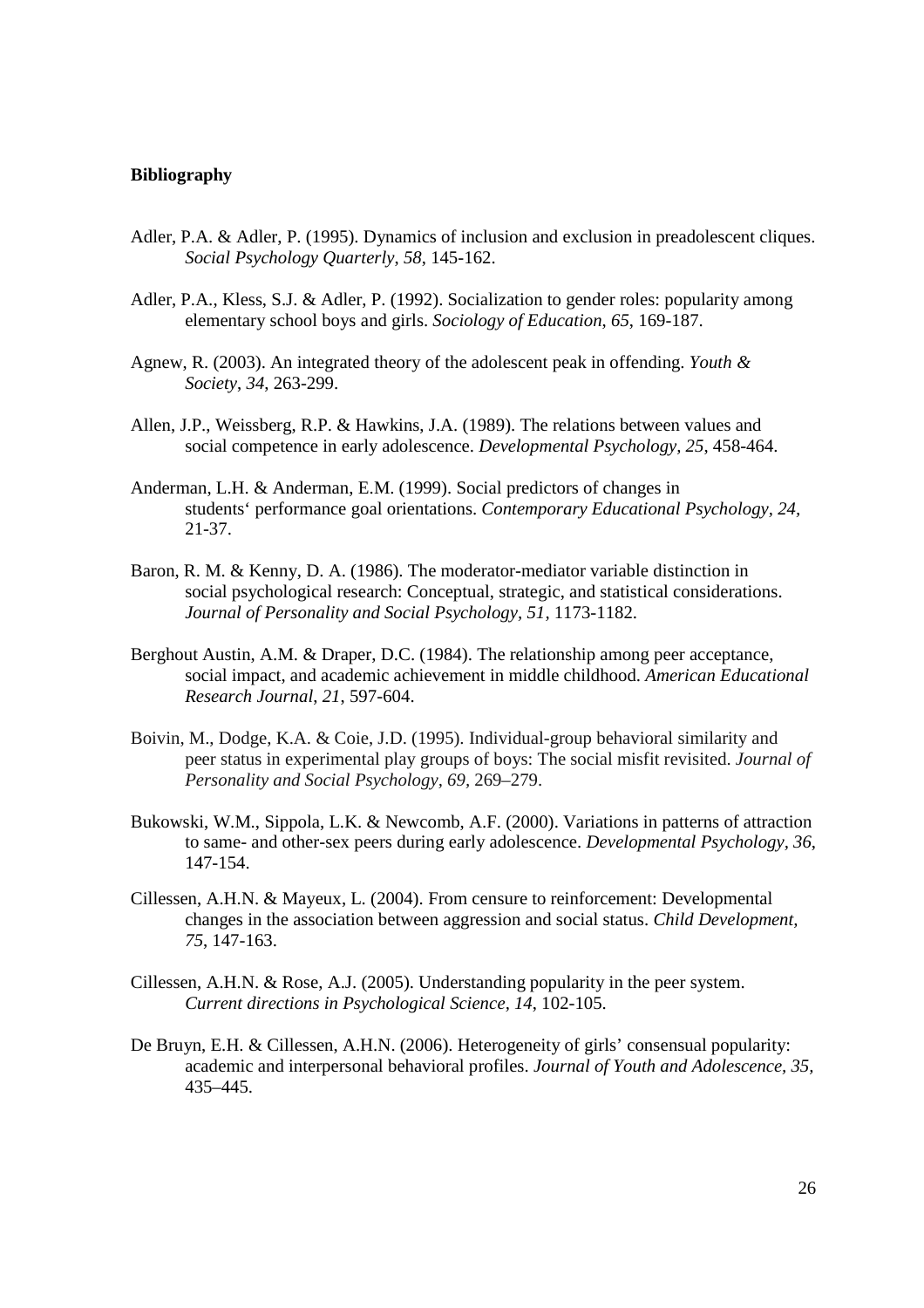**Bibliography**

Adler, P.A. & Adler, P. (1995). Dynamics of inclusion and exclusion in preadolescent cliques. *Social Psychology Quarterly*, *58*, 145-162.

Adler, P.A., Kless, S.J. & Adler, P. (1992). Socialization to gender roles: popularity among elementary school boys and girls. *Sociology of Education*, *65*, 169-187.

Agnew, R. (2003). An integrated theory of the adolescent peak in offending. *Youth & Society*, *34*, 263-299.

Allen, J.P., Weissberg, R.P. & Hawkins, J.A. (1989). The relations between values and social competence in early adolescence. *Developmental Psychology, 25*, 458-464.

Anderman, L.H. & Anderman, E.M. (1999). Social predictors of changes in students‘ performance goal orientations. *Contemporary Educational Psychology*, *24*, 21-37.

Baron, R. M. & Kenny, D. A. (1986). The moderator-mediator variable distinction in social psychological research: Conceptual, strategic, and statistical considerations. *Journal of Personality and Social Psychology*, *51*, 1173-1182.

Berghout Austin, A.M. & Draper, D.C. (1984). The relationship among peer acceptance, social impact, and academic achievement in middle childhood. *American Educational Research Journal*, *21*, 597-604.

Boivin, M., Dodge, K.A. & Coie, J.D. (1995). Individual-group behavioral similarity and peer status in experimental play groups of boys: The social misfit revisited. *Journal of Personality and Social Psychology*, *69*, 269–279.

Bukowski, W.M., Sippola, L.K. & Newcomb, A.F. (2000). Variations in patterns of attraction to same- and other-sex peers during early adolescence. *Developmental Psychology*, *36*, 147-154.

Cillessen, A.H.N. & Mayeux, L. (2004). From censure to reinforcement: Developmental changes in the association between aggression and social status. *Child Development, 75*, 147-163.

Cillessen, A.H.N. & Rose, A.J. (2005). Understanding popularity in the peer system. *Current directions in Psychological Science*, *14*, 102-105.

De Bruyn, E.H. & Cillessen, A.H.N. (2006). Heterogeneity of girls' consensual popularity: academic and interpersonal behavioral profiles. *Journal of Youth and Adolescence, 35*, 435–445.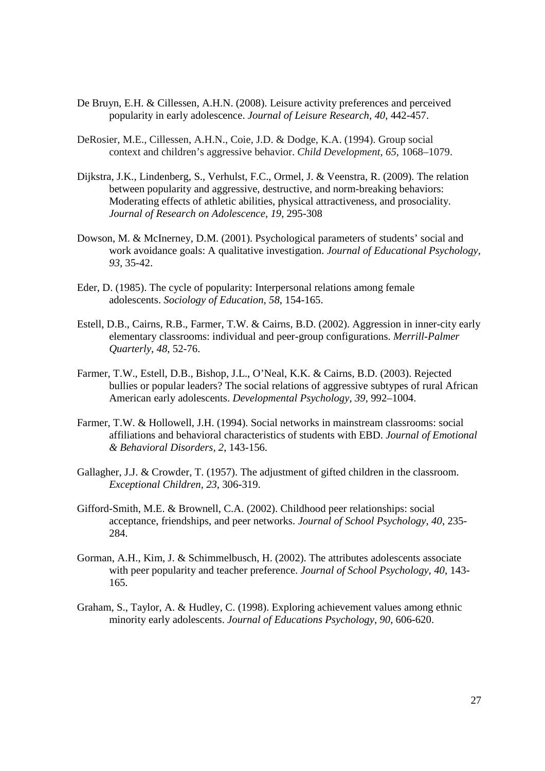De Bruyn, E.H. & Cillessen, A.H.N. (2008). Leisure activity preferences and perceived popularity in early adolescence. *Journal of Leisure Research*, *40*, 442-457.

DeRosier, M.E., Cillessen, A.H.N., Coie, J.D. & Dodge, K.A. (1994). Group social context and children's aggressive behavior. *Child Development, 65*, 1068–1079.

Dijkstra, J.K., Lindenberg, S., Verhulst, F.C., Ormel, J. & Veenstra, R. (2009). The relation between popularity and aggressive, destructive, and norm-breaking behaviors: Moderating effects of athletic abilities, physical attractiveness, and prosociality. *Journal of Research on Adolescence, 19*, 295-308

Dowson, M. & McInerney, D.M. (2001). Psychological parameters of students' social and work avoidance goals: A qualitative investigation. *Journal of Educational Psychology, 93*, 35-42.

Eder, D. (1985). The cycle of popularity: Interpersonal relations among female adolescents. *Sociology of Education*, *58*, 154-165.

Estell, D.B., Cairns, R.B., Farmer, T.W. & Cairns, B.D. (2002). Aggression in inner-city early elementary classrooms: individual and peer-group configurations. *Merrill-Palmer Quarterly*, *48*, 52-76.

Farmer, T.W., Estell, D.B., Bishop, J.L., O'Neal, K.K. & Cairns, B.D. (2003). Rejected bullies or popular leaders? The social relations of aggressive subtypes of rural African American early adolescents. *Developmental Psychology, 39*, 992–1004.

Farmer, T.W. & Hollowell, J.H. (1994). Social networks in mainstream classrooms: social affiliations and behavioral characteristics of students with EBD. *Journal of Emotional & Behavioral Disorders*, *2*, 143-156.

Gallagher, J.J. & Crowder, T. (1957). The adjustment of gifted children in the classroom. *Exceptional Children, 23*, 306-319.

Gifford-Smith, M.E. & Brownell, C.A. (2002). Childhood peer relationships: social acceptance, friendships, and peer networks. *Journal of School Psychology, 40*, 235-284.

Gorman, A.H., Kim, J. & Schimmelbusch, H. (2002). The attributes adolescents associate with peer popularity and teacher preference. *Journal of School Psychology, 40*, 143-165.

Graham, S., Taylor, A. & Hudley, C. (1998). Exploring achievement values among ethnic minority early adolescents. *Journal of Educations Psychology, 90*, 606-620.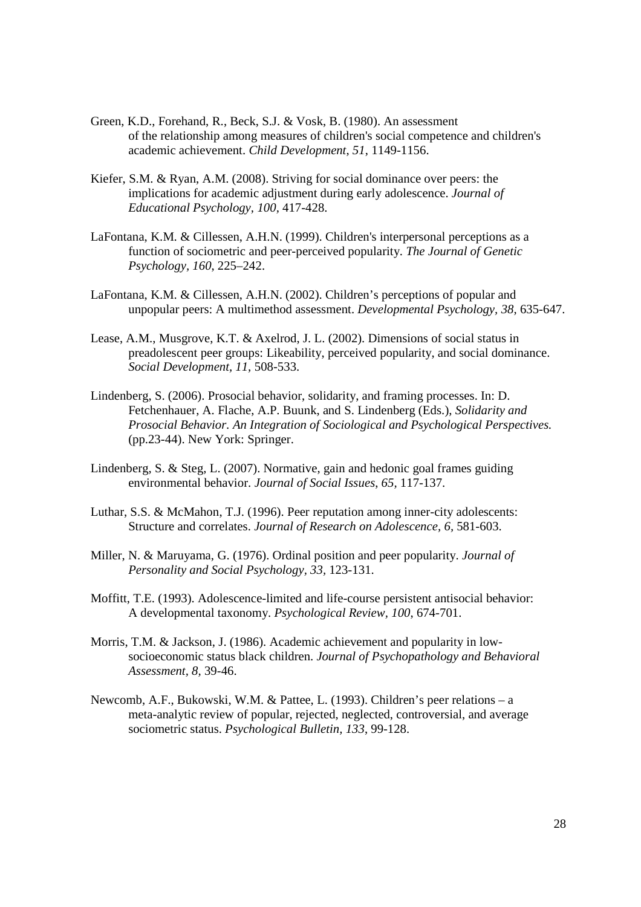Green, K.D., Forehand, R., Beck, S.J. & Vosk, B. (1980). An assessment of the relationship among measures of children's social competence and children's academic achievement. *Child Development*, *51*, 1149-1156.

Kiefer, S.M. & Ryan, A.M. (2008). Striving for social dominance over peers: the implications for academic adjustment during early adolescence. *Journal of Educational Psychology, 100,* 417-428.

LaFontana, K.M. & Cillessen, A.H.N. (1999). Children's interpersonal perceptions as a function of sociometric and peer-perceived popularity. *The Journal of Genetic Psychology*, *160*, 225–242.

LaFontana, K.M. & Cillessen, A.H.N. (2002). Children's perceptions of popular and unpopular peers: A multimethod assessment. *Developmental Psychology*, *38*, 635-647.

Lease, A.M., Musgrove, K.T. & Axelrod, J. L. (2002). Dimensions of social status in preadolescent peer groups: Likeability, perceived popularity, and social dominance. *Social Development*, *11,* 508-533.

Lindenberg, S. (2006). Prosocial behavior, solidarity, and framing processes. In: D. Fetchenhauer, A. Flache, A.P. Buunk, and S. Lindenberg (Eds.), *Solidarity and Prosocial Behavior. An Integration of Sociological and Psychological Perspectives.* (pp.23-44). New York: Springer.

Lindenberg, S. & Steg, L. (2007). Normative, gain and hedonic goal frames guiding environmental behavior. *Journal of Social Issues*, *65,* 117-137.

Luthar, S.S. & McMahon, T.J. (1996). Peer reputation among inner-city adolescents: Structure and correlates. *Journal of Research on Adolescence, 6,* 581-603.

Miller, N. & Maruyama, G. (1976). Ordinal position and peer popularity. *Journal of Personality and Social Psychology, 33*, 123-131.

Moffitt, T.E. (1993). Adolescence-limited and life-course persistent antisocial behavior: A developmental taxonomy. *Psychological Review, 100*, 674-701.

Morris, T.M. & Jackson, J. (1986). Academic achievement and popularity in low-socioeconomic status black children. *Journal of Psychopathology and Behavioral Assessment, 8,* 39-46.

Newcomb, A.F., Bukowski, W.M. & Pattee, L. (1993). Children's peer relations – a meta-analytic review of popular, rejected, neglected, controversial, and average sociometric status. *Psychological Bulletin, 133*, 99-128.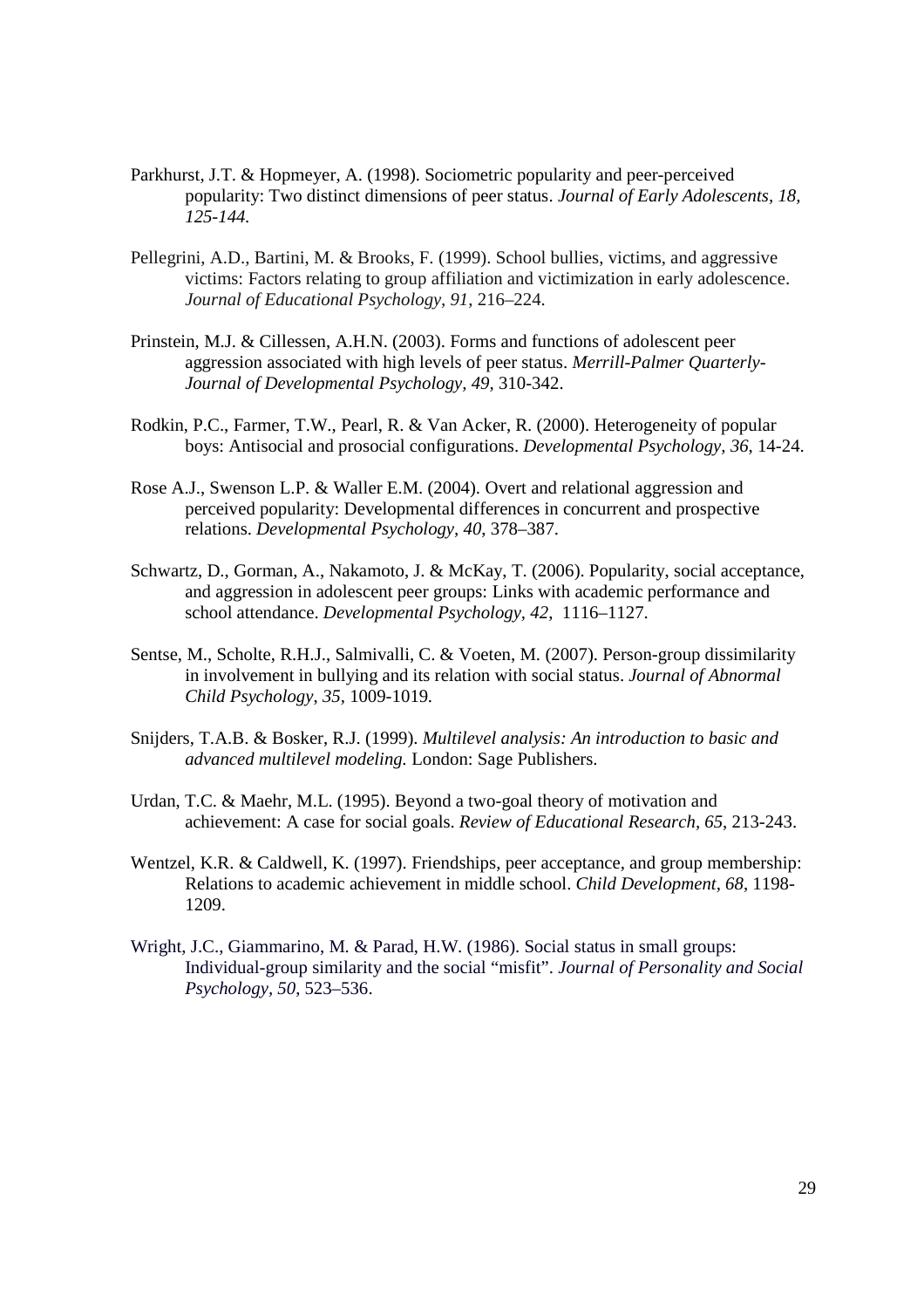Parkhurst, J.T. & Hopmeyer, A. (1998). Sociometric popularity and peer-perceived popularity: Two distinct dimensions of peer status. *Journal of Early Adolescents, 18, 125-144.*

Pellegrini, A.D., Bartini, M. & Brooks, F. (1999). School bullies, victims, and aggressive victims: Factors relating to group affiliation and victimization in early adolescence. *Journal of Educational Psychology, 91*, 216–224.

Prinstein, M.J. & Cillessen, A.H.N. (2003). Forms and functions of adolescent peer aggression associated with high levels of peer status. *Merrill-Palmer Quarterly-Journal of Developmental Psychology, 49,* 310-342.

Rodkin, P.C., Farmer, T.W., Pearl, R. & Van Acker, R. (2000). Heterogeneity of popular boys: Antisocial and prosocial configurations. *Developmental Psychology, 36*, 14-24.

Rose A.J., Swenson L.P. & Waller E.M. (2004). Overt and relational aggression and perceived popularity: Developmental differences in concurrent and prospective relations. *Developmental Psychology, 40*, 378–387.

Schwartz, D., Gorman, A., Nakamoto, J. & McKay, T. (2006). Popularity, social acceptance, and aggression in adolescent peer groups: Links with academic performance and school attendance. *Developmental Psychology, 42*, 1116–1127.

Sentse, M., Scholte, R.H.J., Salmivalli, C. & Voeten, M. (2007). Person-group dissimilarity in involvement in bullying and its relation with social status. *Journal of Abnormal Child Psychology, 35,* 1009-1019.

Snijders, T.A.B. & Bosker, R.J. (1999). *Multilevel analysis: An introduction to basic and advanced multilevel modeling.* London: Sage Publishers.

Urdan, T.C. & Maehr, M.L. (1995). Beyond a two-goal theory of motivation and achievement: A case for social goals. *Review of Educational Research, 65*, 213-243.

Wentzel, K.R. & Caldwell, K. (1997). Friendships, peer acceptance, and group membership: Relations to academic achievement in middle school. *Child Development, 68*, 1198-1209.

Wright, J.C., Giammarino, M. & Parad, H.W. (1986). Social status in small groups: Individual-group similarity and the social "misfit". *Journal of Personality and Social Psychology, 50*, 523–536.